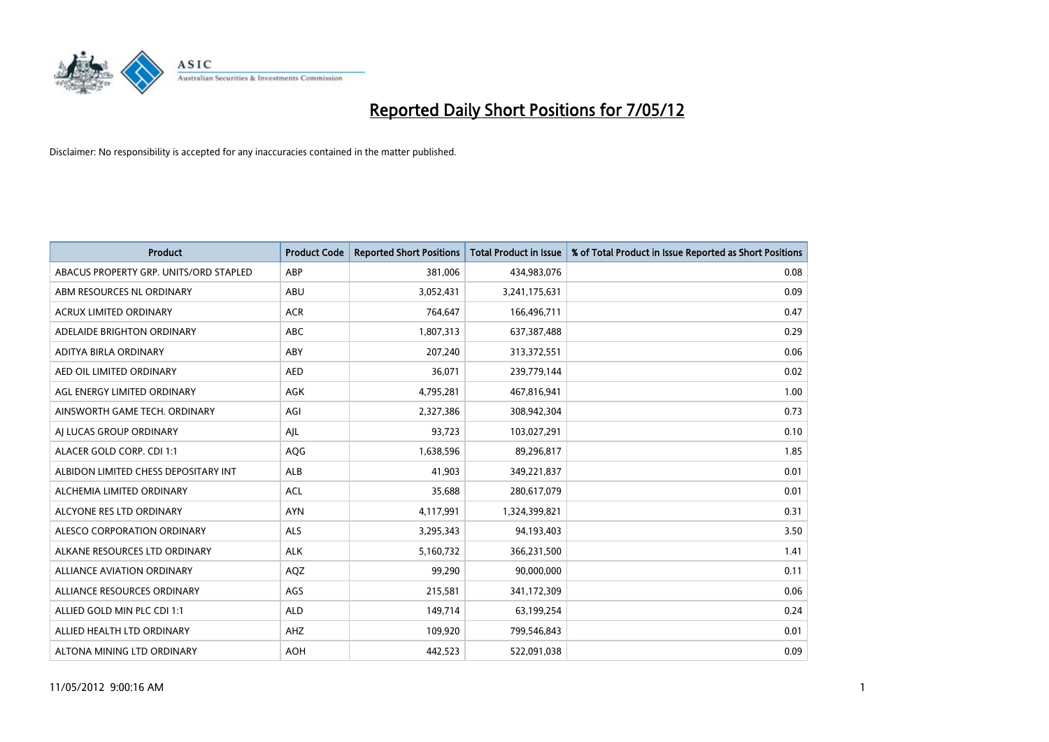# Reported Daily Short Positions for 7/05/12

Disclaimer: No responsibility is accepted for any inaccuracies contained in the matter published.

| Product | Product Code | Reported Short Positions | Total Product in Issue | % of Total Product in Issue Reported as Short Positions |
|---|---|---|---|---|
| ABACUS PROPERTY GRP. UNITS/ORD STAPLED | ABP | 381,006 | 434,983,076 | 0.08 |
| ABM RESOURCES NL ORDINARY | ABU | 3,052,431 | 3,241,175,631 | 0.09 |
| ACRUX LIMITED ORDINARY | ACR | 764,647 | 166,496,711 | 0.47 |
| ADELAIDE BRIGHTON ORDINARY | ABC | 1,807,313 | 637,387,488 | 0.29 |
| ADITYA BIRLA ORDINARY | ABY | 207,240 | 313,372,551 | 0.06 |
| AED OIL LIMITED ORDINARY | AED | 36,071 | 239,779,144 | 0.02 |
| AGL ENERGY LIMITED ORDINARY | AGK | 4,795,281 | 467,816,941 | 1.00 |
| AINSWORTH GAME TECH. ORDINARY | AGI | 2,327,386 | 308,942,304 | 0.73 |
| AJ LUCAS GROUP ORDINARY | AJL | 93,723 | 103,027,291 | 0.10 |
| ALACER GOLD CORP. CDI 1:1 | AQG | 1,638,596 | 89,296,817 | 1.85 |
| ALBIDON LIMITED CHESS DEPOSITARY INT | ALB | 41,903 | 349,221,837 | 0.01 |
| ALCHEMIA LIMITED ORDINARY | ACL | 35,688 | 280,617,079 | 0.01 |
| ALCYONE RES LTD ORDINARY | AYN | 4,117,991 | 1,324,399,821 | 0.31 |
| ALESCO CORPORATION ORDINARY | ALS | 3,295,343 | 94,193,403 | 3.50 |
| ALKANE RESOURCES LTD ORDINARY | ALK | 5,160,732 | 366,231,500 | 1.41 |
| ALLIANCE AVIATION ORDINARY | AQZ | 99,290 | 90,000,000 | 0.11 |
| ALLIANCE RESOURCES ORDINARY | AGS | 215,581 | 341,172,309 | 0.06 |
| ALLIED GOLD MIN PLC CDI 1:1 | ALD | 149,714 | 63,199,254 | 0.24 |
| ALLIED HEALTH LTD ORDINARY | AHZ | 109,920 | 799,546,843 | 0.01 |
| ALTONA MINING LTD ORDINARY | AOH | 442,523 | 522,091,038 | 0.09 |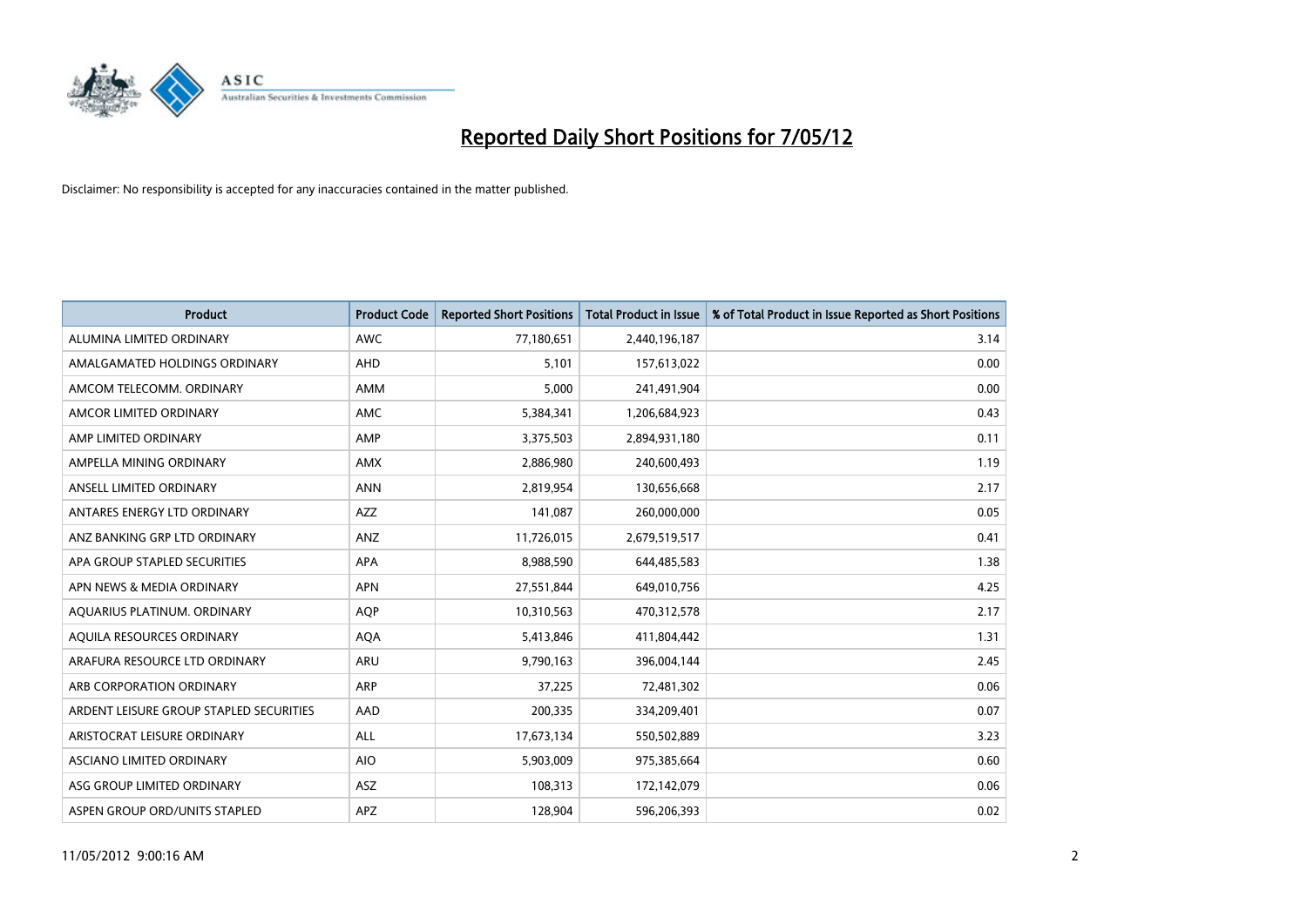# Reported Daily Short Positions for 7/05/12

Disclaimer: No responsibility is accepted for any inaccuracies contained in the matter published.

| Product | Product Code | Reported Short Positions | Total Product in Issue | % of Total Product in Issue Reported as Short Positions |
|---|---|---|---|---|
| ALUMINA LIMITED ORDINARY | AWC | 77,180,651 | 2,440,196,187 | 3.14 |
| AMALGAMATED HOLDINGS ORDINARY | AHD | 5,101 | 157,613,022 | 0.00 |
| AMCOM TELECOMM. ORDINARY | AMM | 5,000 | 241,491,904 | 0.00 |
| AMCOR LIMITED ORDINARY | AMC | 5,384,341 | 1,206,684,923 | 0.43 |
| AMP LIMITED ORDINARY | AMP | 3,375,503 | 2,894,931,180 | 0.11 |
| AMPELLA MINING ORDINARY | AMX | 2,886,980 | 240,600,493 | 1.19 |
| ANSELL LIMITED ORDINARY | ANN | 2,819,954 | 130,656,668 | 2.17 |
| ANTARES ENERGY LTD ORDINARY | AZZ | 141,087 | 260,000,000 | 0.05 |
| ANZ BANKING GRP LTD ORDINARY | ANZ | 11,726,015 | 2,679,519,517 | 0.41 |
| APA GROUP STAPLED SECURITIES | APA | 8,988,590 | 644,485,583 | 1.38 |
| APN NEWS & MEDIA ORDINARY | APN | 27,551,844 | 649,010,756 | 4.25 |
| AQUARIUS PLATINUM. ORDINARY | AQP | 10,310,563 | 470,312,578 | 2.17 |
| AQUILA RESOURCES ORDINARY | AQA | 5,413,846 | 411,804,442 | 1.31 |
| ARAFURA RESOURCE LTD ORDINARY | ARU | 9,790,163 | 396,004,144 | 2.45 |
| ARB CORPORATION ORDINARY | ARP | 37,225 | 72,481,302 | 0.06 |
| ARDENT LEISURE GROUP STAPLED SECURITIES | AAD | 200,335 | 334,209,401 | 0.07 |
| ARISTOCRAT LEISURE ORDINARY | ALL | 17,673,134 | 550,502,889 | 3.23 |
| ASCIANO LIMITED ORDINARY | AIO | 5,903,009 | 975,385,664 | 0.60 |
| ASG GROUP LIMITED ORDINARY | ASZ | 108,313 | 172,142,079 | 0.06 |
| ASPEN GROUP ORD/UNITS STAPLED | APZ | 128,904 | 596,206,393 | 0.02 |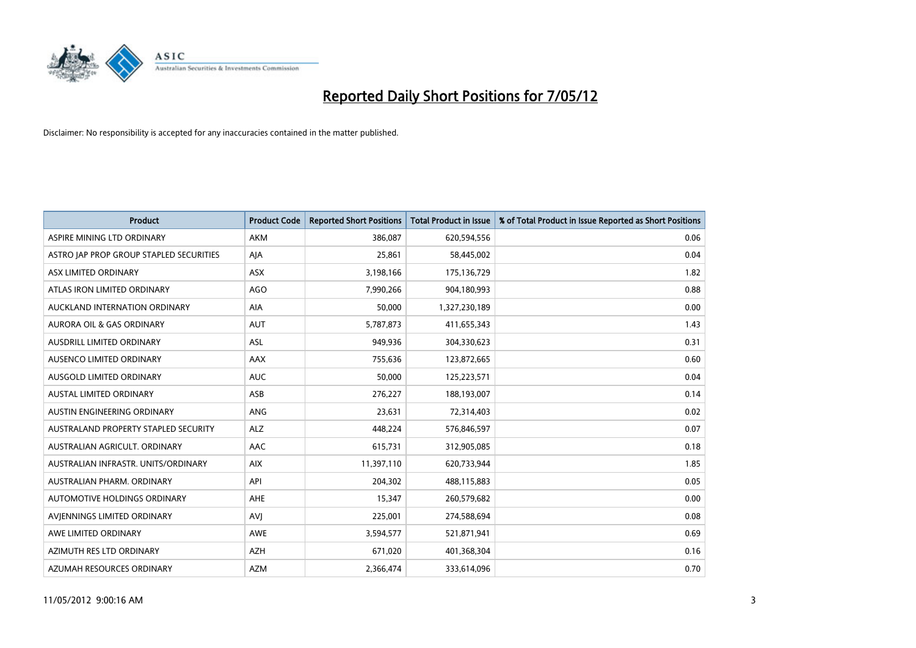# Reported Daily Short Positions for 7/05/12

Disclaimer: No responsibility is accepted for any inaccuracies contained in the matter published.

| Product | Product Code | Reported Short Positions | Total Product in Issue | % of Total Product in Issue Reported as Short Positions |
|---|---|---|---|---|
| ASPIRE MINING LTD ORDINARY | AKM | 386,087 | 620,594,556 | 0.06 |
| ASTRO JAP PROP GROUP STAPLED SECURITIES | AJA | 25,861 | 58,445,002 | 0.04 |
| ASX LIMITED ORDINARY | ASX | 3,198,166 | 175,136,729 | 1.82 |
| ATLAS IRON LIMITED ORDINARY | AGO | 7,990,266 | 904,180,993 | 0.88 |
| AUCKLAND INTERNATION ORDINARY | AIA | 50,000 | 1,327,230,189 | 0.00 |
| AURORA OIL & GAS ORDINARY | AUT | 5,787,873 | 411,655,343 | 1.43 |
| AUSDRILL LIMITED ORDINARY | ASL | 949,936 | 304,330,623 | 0.31 |
| AUSENCO LIMITED ORDINARY | AAX | 755,636 | 123,872,665 | 0.60 |
| AUSGOLD LIMITED ORDINARY | AUC | 50,000 | 125,223,571 | 0.04 |
| AUSTAL LIMITED ORDINARY | ASB | 276,227 | 188,193,007 | 0.14 |
| AUSTIN ENGINEERING ORDINARY | ANG | 23,631 | 72,314,403 | 0.02 |
| AUSTRALAND PROPERTY STAPLED SECURITY | ALZ | 448,224 | 576,846,597 | 0.07 |
| AUSTRALIAN AGRICULT. ORDINARY | AAC | 615,731 | 312,905,085 | 0.18 |
| AUSTRALIAN INFRASTR. UNITS/ORDINARY | AIX | 11,397,110 | 620,733,944 | 1.85 |
| AUSTRALIAN PHARM. ORDINARY | API | 204,302 | 488,115,883 | 0.05 |
| AUTOMOTIVE HOLDINGS ORDINARY | AHE | 15,347 | 260,579,682 | 0.00 |
| AVJENNINGS LIMITED ORDINARY | AVJ | 225,001 | 274,588,694 | 0.08 |
| AWE LIMITED ORDINARY | AWE | 3,594,577 | 521,871,941 | 0.69 |
| AZIMUTH RES LTD ORDINARY | AZH | 671,020 | 401,368,304 | 0.16 |
| AZUMAH RESOURCES ORDINARY | AZM | 2,366,474 | 333,614,096 | 0.70 |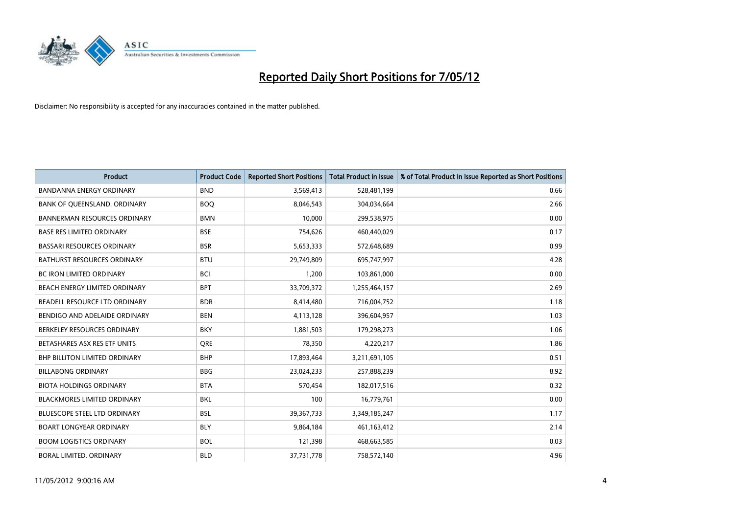# Reported Daily Short Positions for 7/05/12

Disclaimer: No responsibility is accepted for any inaccuracies contained in the matter published.

| Product | Product Code | Reported Short Positions | Total Product in Issue | % of Total Product in Issue Reported as Short Positions |
|---|---|---|---|---|
| BANDANNA ENERGY ORDINARY | BND | 3,569,413 | 528,481,199 | 0.66 |
| BANK OF QUEENSLAND. ORDINARY | BOQ | 8,046,543 | 304,034,664 | 2.66 |
| BANNERMAN RESOURCES ORDINARY | BMN | 10,000 | 299,538,975 | 0.00 |
| BASE RES LIMITED ORDINARY | BSE | 754,626 | 460,440,029 | 0.17 |
| BASSARI RESOURCES ORDINARY | BSR | 5,653,333 | 572,648,689 | 0.99 |
| BATHURST RESOURCES ORDINARY | BTU | 29,749,809 | 695,747,997 | 4.28 |
| BC IRON LIMITED ORDINARY | BCI | 1,200 | 103,861,000 | 0.00 |
| BEACH ENERGY LIMITED ORDINARY | BPT | 33,709,372 | 1,255,464,157 | 2.69 |
| BEADELL RESOURCE LTD ORDINARY | BDR | 8,414,480 | 716,004,752 | 1.18 |
| BENDIGO AND ADELAIDE ORDINARY | BEN | 4,113,128 | 396,604,957 | 1.03 |
| BERKELEY RESOURCES ORDINARY | BKY | 1,881,503 | 179,298,273 | 1.06 |
| BETASHARES ASX RES ETF UNITS | QRE | 78,350 | 4,220,217 | 1.86 |
| BHP BILLITON LIMITED ORDINARY | BHP | 17,893,464 | 3,211,691,105 | 0.51 |
| BILLABONG ORDINARY | BBG | 23,024,233 | 257,888,239 | 8.92 |
| BIOTA HOLDINGS ORDINARY | BTA | 570,454 | 182,017,516 | 0.32 |
| BLACKMORES LIMITED ORDINARY | BKL | 100 | 16,779,761 | 0.00 |
| BLUESCOPE STEEL LTD ORDINARY | BSL | 39,367,733 | 3,349,185,247 | 1.17 |
| BOART LONGYEAR ORDINARY | BLY | 9,864,184 | 461,163,412 | 2.14 |
| BOOM LOGISTICS ORDINARY | BOL | 121,398 | 468,663,585 | 0.03 |
| BORAL LIMITED. ORDINARY | BLD | 37,731,778 | 758,572,140 | 4.96 |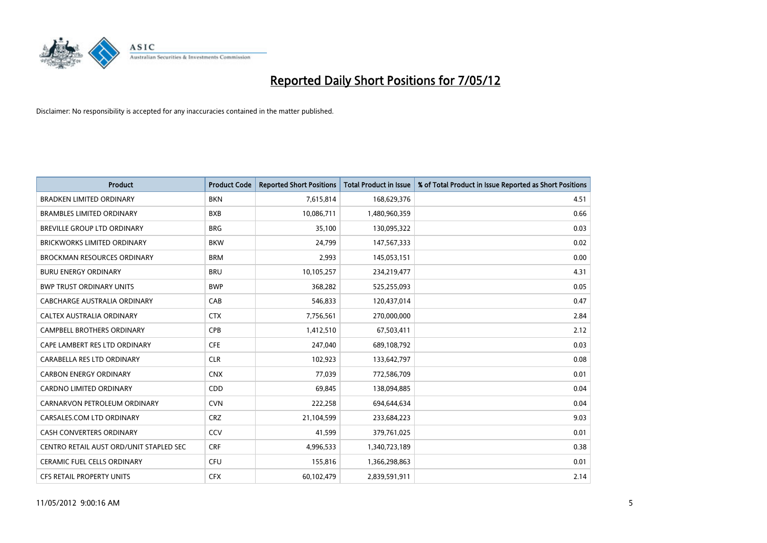# Reported Daily Short Positions for 7/05/12

Disclaimer: No responsibility is accepted for any inaccuracies contained in the matter published.

| Product | Product Code | Reported Short Positions | Total Product in Issue | % of Total Product in Issue Reported as Short Positions |
|---|---|---|---|---|
| BRADKEN LIMITED ORDINARY | BKN | 7,615,814 | 168,629,376 | 4.51 |
| BRAMBLES LIMITED ORDINARY | BXB | 10,086,711 | 1,480,960,359 | 0.66 |
| BREVILLE GROUP LTD ORDINARY | BRG | 35,100 | 130,095,322 | 0.03 |
| BRICKWORKS LIMITED ORDINARY | BKW | 24,799 | 147,567,333 | 0.02 |
| BROCKMAN RESOURCES ORDINARY | BRM | 2,993 | 145,053,151 | 0.00 |
| BURU ENERGY ORDINARY | BRU | 10,105,257 | 234,219,477 | 4.31 |
| BWP TRUST ORDINARY UNITS | BWP | 368,282 | 525,255,093 | 0.05 |
| CABCHARGE AUSTRALIA ORDINARY | CAB | 546,833 | 120,437,014 | 0.47 |
| CALTEX AUSTRALIA ORDINARY | CTX | 7,756,561 | 270,000,000 | 2.84 |
| CAMPBELL BROTHERS ORDINARY | CPB | 1,412,510 | 67,503,411 | 2.12 |
| CAPE LAMBERT RES LTD ORDINARY | CFE | 247,040 | 689,108,792 | 0.03 |
| CARABELLA RES LTD ORDINARY | CLR | 102,923 | 133,642,797 | 0.08 |
| CARBON ENERGY ORDINARY | CNX | 77,039 | 772,586,709 | 0.01 |
| CARDNO LIMITED ORDINARY | CDD | 69,845 | 138,094,885 | 0.04 |
| CARNARVON PETROLEUM ORDINARY | CVN | 222,258 | 694,644,634 | 0.04 |
| CARSALES.COM LTD ORDINARY | CRZ | 21,104,599 | 233,684,223 | 9.03 |
| CASH CONVERTERS ORDINARY | CCV | 41,599 | 379,761,025 | 0.01 |
| CENTRO RETAIL AUST ORD/UNIT STAPLED SEC | CRF | 4,996,533 | 1,340,723,189 | 0.38 |
| CERAMIC FUEL CELLS ORDINARY | CFU | 155,816 | 1,366,298,863 | 0.01 |
| CFS RETAIL PROPERTY UNITS | CFX | 60,102,479 | 2,839,591,911 | 2.14 |

11/05/2012 9:00:16 AM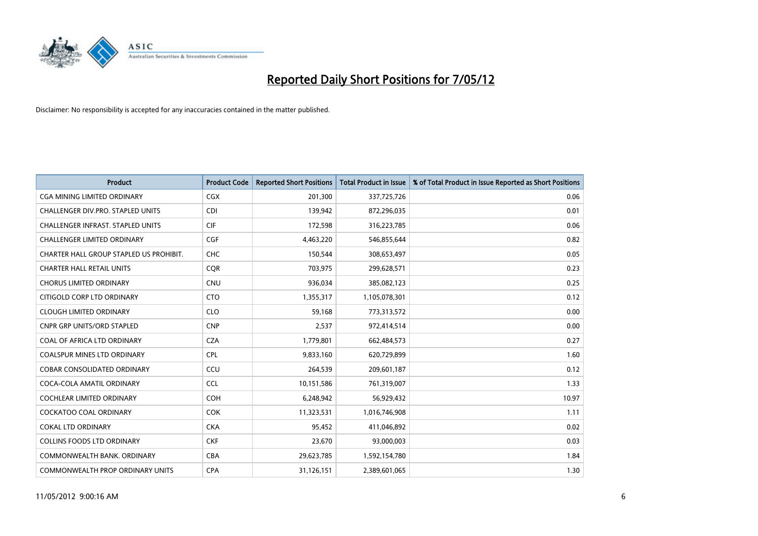# Reported Daily Short Positions for 7/05/12

Disclaimer: No responsibility is accepted for any inaccuracies contained in the matter published.

| Product | Product Code | Reported Short Positions | Total Product in Issue | % of Total Product in Issue Reported as Short Positions |
|---|---|---|---|---|
| CGA MINING LIMITED ORDINARY | CGX | 201,300 | 337,725,726 | 0.06 |
| CHALLENGER DIV.PRO. STAPLED UNITS | CDI | 139,942 | 872,296,035 | 0.01 |
| CHALLENGER INFRAST. STAPLED UNITS | CIF | 172,598 | 316,223,785 | 0.06 |
| CHALLENGER LIMITED ORDINARY | CGF | 4,463,220 | 546,855,644 | 0.82 |
| CHARTER HALL GROUP STAPLED US PROHIBIT. | CHC | 150,544 | 308,653,497 | 0.05 |
| CHARTER HALL RETAIL UNITS | CQR | 703,975 | 299,628,571 | 0.23 |
| CHORUS LIMITED ORDINARY | CNU | 936,034 | 385,082,123 | 0.25 |
| CITIGOLD CORP LTD ORDINARY | CTO | 1,355,317 | 1,105,078,301 | 0.12 |
| CLOUGH LIMITED ORDINARY | CLO | 59,168 | 773,313,572 | 0.00 |
| CNPR GRP UNITS/ORD STAPLED | CNP | 2,537 | 972,414,514 | 0.00 |
| COAL OF AFRICA LTD ORDINARY | CZA | 1,779,801 | 662,484,573 | 0.27 |
| COALSPUR MINES LTD ORDINARY | CPL | 9,833,160 | 620,729,899 | 1.60 |
| COBAR CONSOLIDATED ORDINARY | CCU | 264,539 | 209,601,187 | 0.12 |
| COCA-COLA AMATIL ORDINARY | CCL | 10,151,586 | 761,319,007 | 1.33 |
| COCHLEAR LIMITED ORDINARY | COH | 6,248,942 | 56,929,432 | 10.97 |
| COCKATOO COAL ORDINARY | COK | 11,323,531 | 1,016,746,908 | 1.11 |
| COKAL LTD ORDINARY | CKA | 95,452 | 411,046,892 | 0.02 |
| COLLINS FOODS LTD ORDINARY | CKF | 23,670 | 93,000,003 | 0.03 |
| COMMONWEALTH BANK. ORDINARY | CBA | 29,623,785 | 1,592,154,780 | 1.84 |
| COMMONWEALTH PROP ORDINARY UNITS | CPA | 31,126,151 | 2,389,601,065 | 1.30 |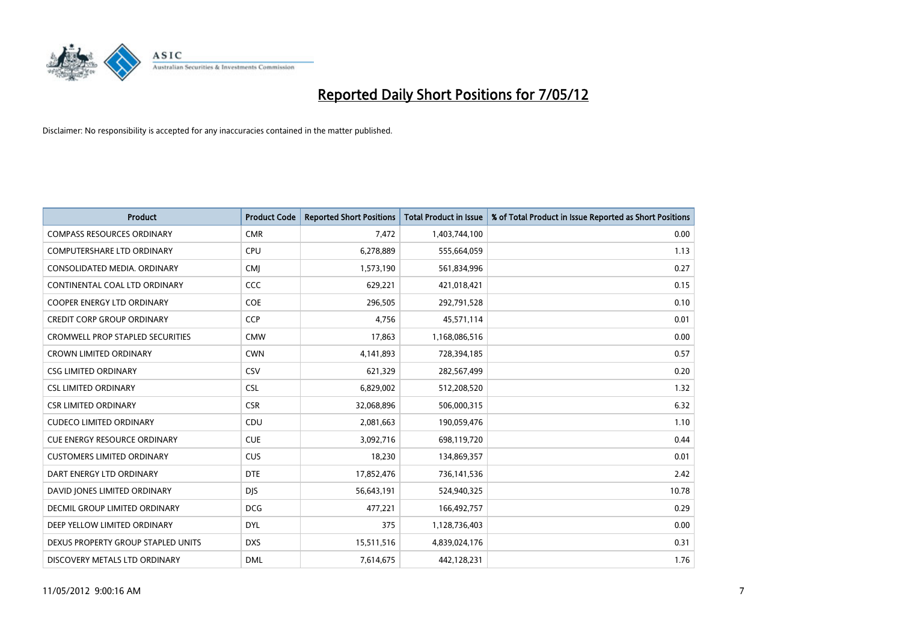# Reported Daily Short Positions for 7/05/12

Disclaimer: No responsibility is accepted for any inaccuracies contained in the matter published.

| Product | Product Code | Reported Short Positions | Total Product in Issue | % of Total Product in Issue Reported as Short Positions |
|---|---|---|---|---|
| COMPASS RESOURCES ORDINARY | CMR | 7,472 | 1,403,744,100 | 0.00 |
| COMPUTERSHARE LTD ORDINARY | CPU | 6,278,889 | 555,664,059 | 1.13 |
| CONSOLIDATED MEDIA. ORDINARY | CMJ | 1,573,190 | 561,834,996 | 0.27 |
| CONTINENTAL COAL LTD ORDINARY | CCC | 629,221 | 421,018,421 | 0.15 |
| COOPER ENERGY LTD ORDINARY | COE | 296,505 | 292,791,528 | 0.10 |
| CREDIT CORP GROUP ORDINARY | CCP | 4,756 | 45,571,114 | 0.01 |
| CROMWELL PROP STAPLED SECURITIES | CMW | 17,863 | 1,168,086,516 | 0.00 |
| CROWN LIMITED ORDINARY | CWN | 4,141,893 | 728,394,185 | 0.57 |
| CSG LIMITED ORDINARY | CSV | 621,329 | 282,567,499 | 0.20 |
| CSL LIMITED ORDINARY | CSL | 6,829,002 | 512,208,520 | 1.32 |
| CSR LIMITED ORDINARY | CSR | 32,068,896 | 506,000,315 | 6.32 |
| CUDECO LIMITED ORDINARY | CDU | 2,081,663 | 190,059,476 | 1.10 |
| CUE ENERGY RESOURCE ORDINARY | CUE | 3,092,716 | 698,119,720 | 0.44 |
| CUSTOMERS LIMITED ORDINARY | CUS | 18,230 | 134,869,357 | 0.01 |
| DART ENERGY LTD ORDINARY | DTE | 17,852,476 | 736,141,536 | 2.42 |
| DAVID JONES LIMITED ORDINARY | DJS | 56,643,191 | 524,940,325 | 10.78 |
| DECMIL GROUP LIMITED ORDINARY | DCG | 477,221 | 166,492,757 | 0.29 |
| DEEP YELLOW LIMITED ORDINARY | DYL | 375 | 1,128,736,403 | 0.00 |
| DEXUS PROPERTY GROUP STAPLED UNITS | DXS | 15,511,516 | 4,839,024,176 | 0.31 |
| DISCOVERY METALS LTD ORDINARY | DML | 7,614,675 | 442,128,231 | 1.76 |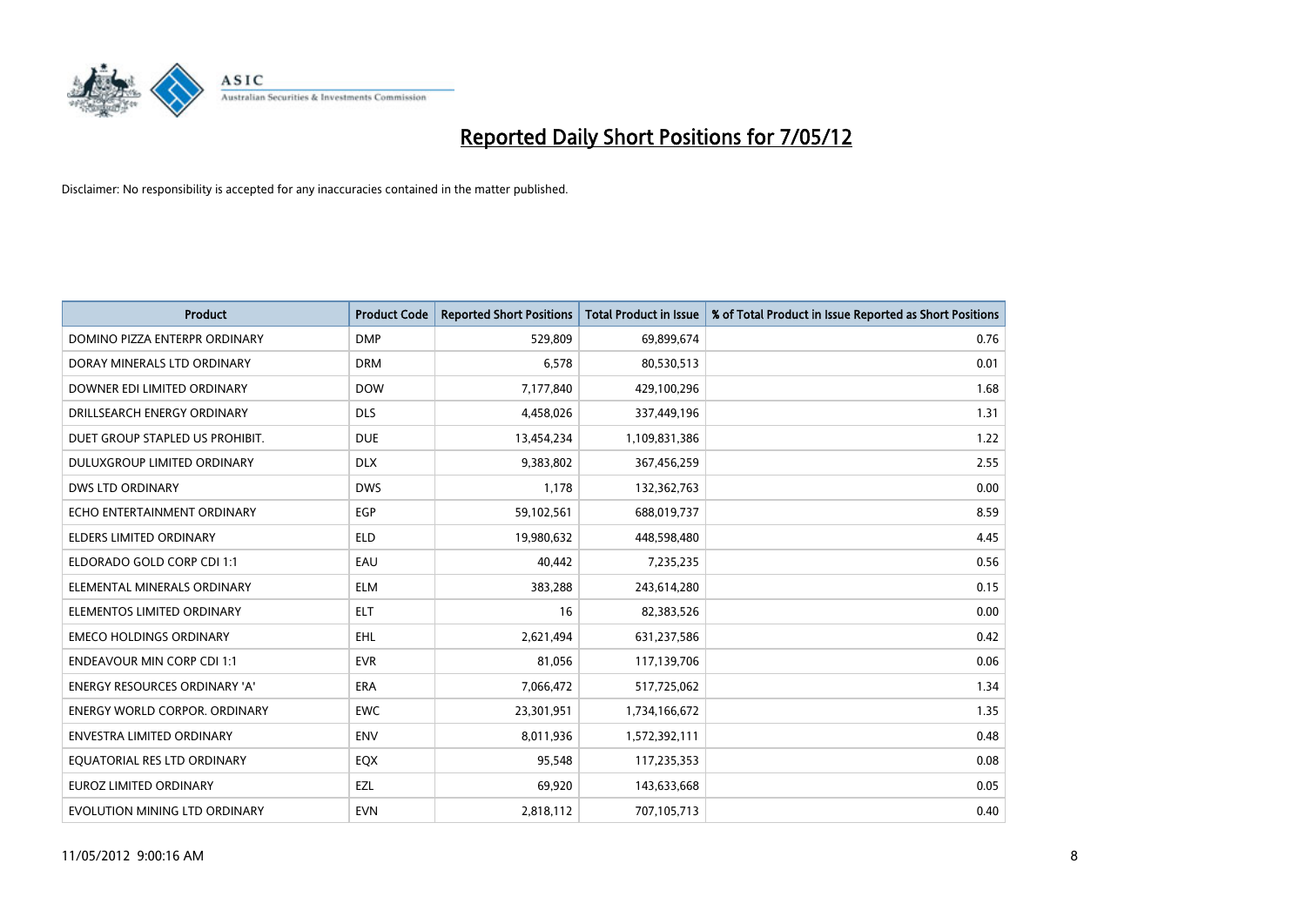# Reported Daily Short Positions for 7/05/12

Disclaimer: No responsibility is accepted for any inaccuracies contained in the matter published.

| Product | Product Code | Reported Short Positions | Total Product in Issue | % of Total Product in Issue Reported as Short Positions |
|---|---|---|---|---|
| DOMINO PIZZA ENTERPR ORDINARY | DMP | 529,809 | 69,899,674 | 0.76 |
| DORAY MINERALS LTD ORDINARY | DRM | 6,578 | 80,530,513 | 0.01 |
| DOWNER EDI LIMITED ORDINARY | DOW | 7,177,840 | 429,100,296 | 1.68 |
| DRILLSEARCH ENERGY ORDINARY | DLS | 4,458,026 | 337,449,196 | 1.31 |
| DUET GROUP STAPLED US PROHIBIT. | DUE | 13,454,234 | 1,109,831,386 | 1.22 |
| DULUXGROUP LIMITED ORDINARY | DLX | 9,383,802 | 367,456,259 | 2.55 |
| DWS LTD ORDINARY | DWS | 1,178 | 132,362,763 | 0.00 |
| ECHO ENTERTAINMENT ORDINARY | EGP | 59,102,561 | 688,019,737 | 8.59 |
| ELDERS LIMITED ORDINARY | ELD | 19,980,632 | 448,598,480 | 4.45 |
| ELDORADO GOLD CORP CDI 1:1 | EAU | 40,442 | 7,235,235 | 0.56 |
| ELEMENTAL MINERALS ORDINARY | ELM | 383,288 | 243,614,280 | 0.15 |
| ELEMENTOS LIMITED ORDINARY | ELT | 16 | 82,383,526 | 0.00 |
| EMECO HOLDINGS ORDINARY | EHL | 2,621,494 | 631,237,586 | 0.42 |
| ENDEAVOUR MIN CORP CDI 1:1 | EVR | 81,056 | 117,139,706 | 0.06 |
| ENERGY RESOURCES ORDINARY 'A' | ERA | 7,066,472 | 517,725,062 | 1.34 |
| ENERGY WORLD CORPOR. ORDINARY | EWC | 23,301,951 | 1,734,166,672 | 1.35 |
| ENVESTRA LIMITED ORDINARY | ENV | 8,011,936 | 1,572,392,111 | 0.48 |
| EQUATORIAL RES LTD ORDINARY | EQX | 95,548 | 117,235,353 | 0.08 |
| EUROZ LIMITED ORDINARY | EZL | 69,920 | 143,633,668 | 0.05 |
| EVOLUTION MINING LTD ORDINARY | EVN | 2,818,112 | 707,105,713 | 0.40 |

11/05/2012 9:00:16 AM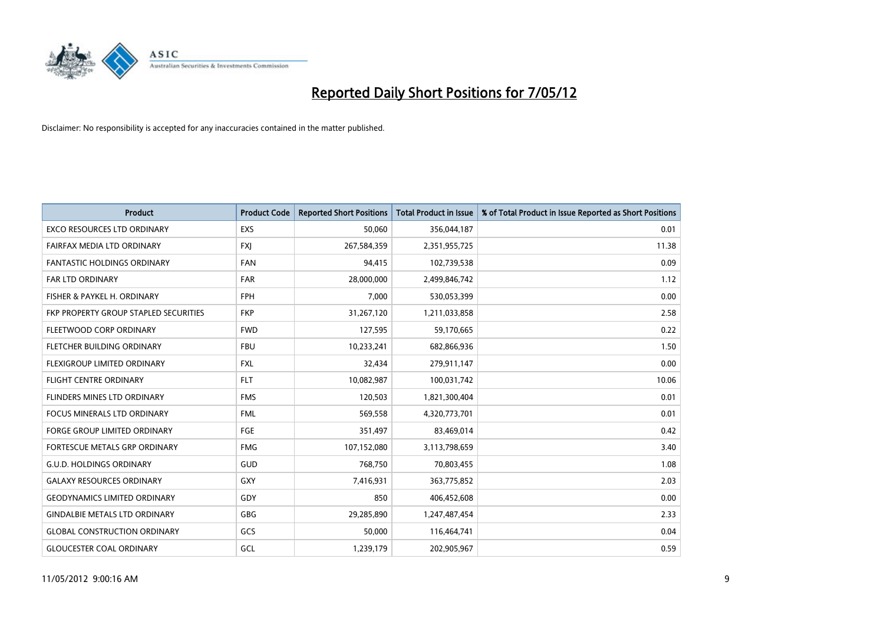# Reported Daily Short Positions for 7/05/12

Disclaimer: No responsibility is accepted for any inaccuracies contained in the matter published.

| Product | Product Code | Reported Short Positions | Total Product in Issue | % of Total Product in Issue Reported as Short Positions |
|---|---|---|---|---|
| EXCO RESOURCES LTD ORDINARY | EXS | 50,060 | 356,044,187 | 0.01 |
| FAIRFAX MEDIA LTD ORDINARY | FXJ | 267,584,359 | 2,351,955,725 | 11.38 |
| FANTASTIC HOLDINGS ORDINARY | FAN | 94,415 | 102,739,538 | 0.09 |
| FAR LTD ORDINARY | FAR | 28,000,000 | 2,499,846,742 | 1.12 |
| FISHER & PAYKEL H. ORDINARY | FPH | 7,000 | 530,053,399 | 0.00 |
| FKP PROPERTY GROUP STAPLED SECURITIES | FKP | 31,267,120 | 1,211,033,858 | 2.58 |
| FLEETWOOD CORP ORDINARY | FWD | 127,595 | 59,170,665 | 0.22 |
| FLETCHER BUILDING ORDINARY | FBU | 10,233,241 | 682,866,936 | 1.50 |
| FLEXIGROUP LIMITED ORDINARY | FXL | 32,434 | 279,911,147 | 0.00 |
| FLIGHT CENTRE ORDINARY | FLT | 10,082,987 | 100,031,742 | 10.06 |
| FLINDERS MINES LTD ORDINARY | FMS | 120,503 | 1,821,300,404 | 0.01 |
| FOCUS MINERALS LTD ORDINARY | FML | 569,558 | 4,320,773,701 | 0.01 |
| FORGE GROUP LIMITED ORDINARY | FGE | 351,497 | 83,469,014 | 0.42 |
| FORTESCUE METALS GRP ORDINARY | FMG | 107,152,080 | 3,113,798,659 | 3.40 |
| G.U.D. HOLDINGS ORDINARY | GUD | 768,750 | 70,803,455 | 1.08 |
| GALAXY RESOURCES ORDINARY | GXY | 7,416,931 | 363,775,852 | 2.03 |
| GEODYNAMICS LIMITED ORDINARY | GDY | 850 | 406,452,608 | 0.00 |
| GINDALBIE METALS LTD ORDINARY | GBG | 29,285,890 | 1,247,487,454 | 2.33 |
| GLOBAL CONSTRUCTION ORDINARY | GCS | 50,000 | 116,464,741 | 0.04 |
| GLOUCESTER COAL ORDINARY | GCL | 1,239,179 | 202,905,967 | 0.59 |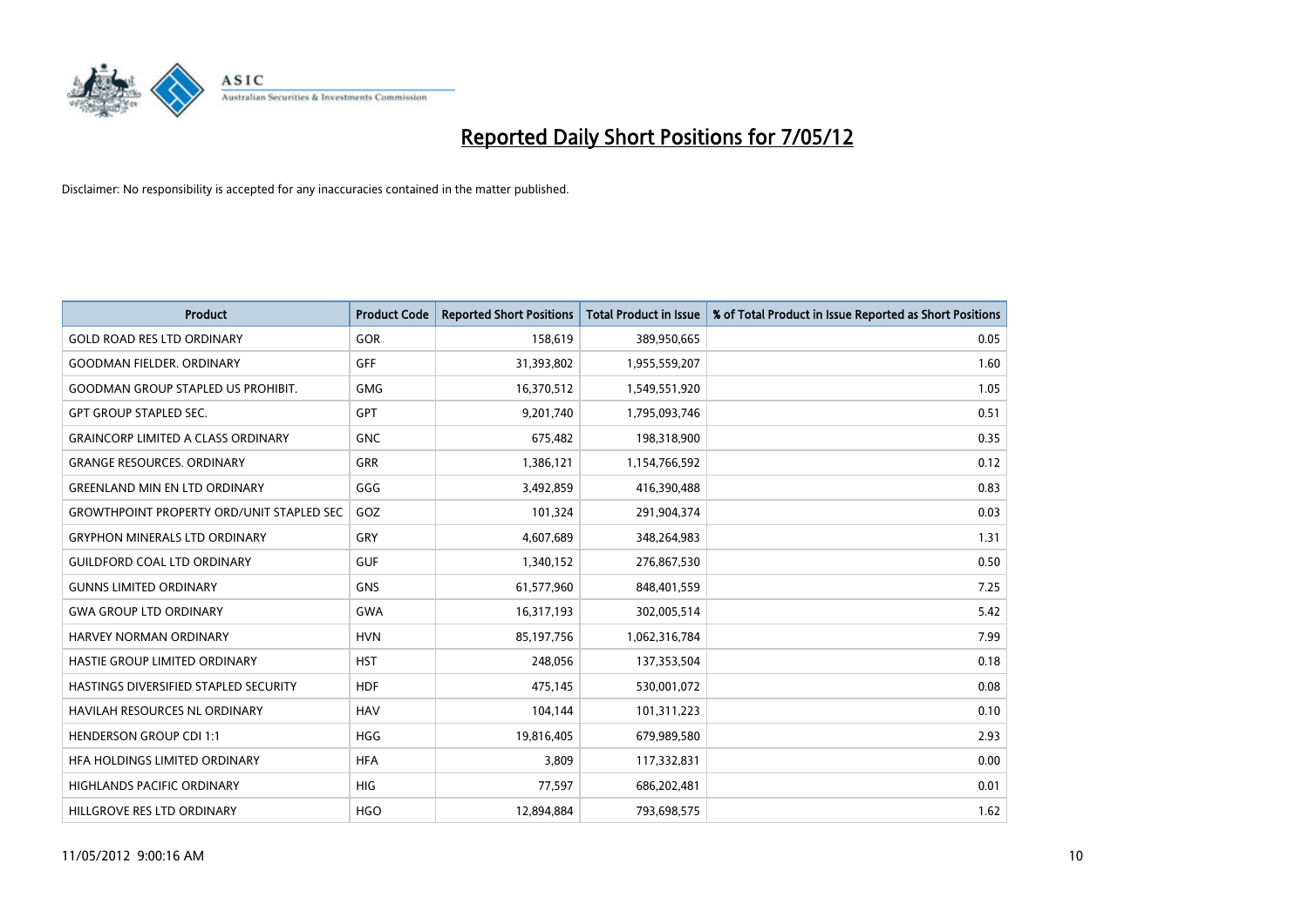# Reported Daily Short Positions for 7/05/12

Disclaimer: No responsibility is accepted for any inaccuracies contained in the matter published.

| Product | Product Code | Reported Short Positions | Total Product in Issue | % of Total Product in Issue Reported as Short Positions |
|---|---|---|---|---|
| GOLD ROAD RES LTD ORDINARY | GOR | 158,619 | 389,950,665 | 0.05 |
| GOODMAN FIELDER. ORDINARY | GFF | 31,393,802 | 1,955,559,207 | 1.60 |
| GOODMAN GROUP STAPLED US PROHIBIT. | GMG | 16,370,512 | 1,549,551,920 | 1.05 |
| GPT GROUP STAPLED SEC. | GPT | 9,201,740 | 1,795,093,746 | 0.51 |
| GRAINCORP LIMITED A CLASS ORDINARY | GNC | 675,482 | 198,318,900 | 0.35 |
| GRANGE RESOURCES. ORDINARY | GRR | 1,386,121 | 1,154,766,592 | 0.12 |
| GREENLAND MIN EN LTD ORDINARY | GGG | 3,492,859 | 416,390,488 | 0.83 |
| GROWTHPOINT PROPERTY ORD/UNIT STAPLED SEC | GOZ | 101,324 | 291,904,374 | 0.03 |
| GRYPHON MINERALS LTD ORDINARY | GRY | 4,607,689 | 348,264,983 | 1.31 |
| GUILDFORD COAL LTD ORDINARY | GUF | 1,340,152 | 276,867,530 | 0.50 |
| GUNNS LIMITED ORDINARY | GNS | 61,577,960 | 848,401,559 | 7.25 |
| GWA GROUP LTD ORDINARY | GWA | 16,317,193 | 302,005,514 | 5.42 |
| HARVEY NORMAN ORDINARY | HVN | 85,197,756 | 1,062,316,784 | 7.99 |
| HASTIE GROUP LIMITED ORDINARY | HST | 248,056 | 137,353,504 | 0.18 |
| HASTINGS DIVERSIFIED STAPLED SECURITY | HDF | 475,145 | 530,001,072 | 0.08 |
| HAVILAH RESOURCES NL ORDINARY | HAV | 104,144 | 101,311,223 | 0.10 |
| HENDERSON GROUP CDI 1:1 | HGG | 19,816,405 | 679,989,580 | 2.93 |
| HFA HOLDINGS LIMITED ORDINARY | HFA | 3,809 | 117,332,831 | 0.00 |
| HIGHLANDS PACIFIC ORDINARY | HIG | 77,597 | 686,202,481 | 0.01 |
| HILLGROVE RES LTD ORDINARY | HGO | 12,894,884 | 793,698,575 | 1.62 |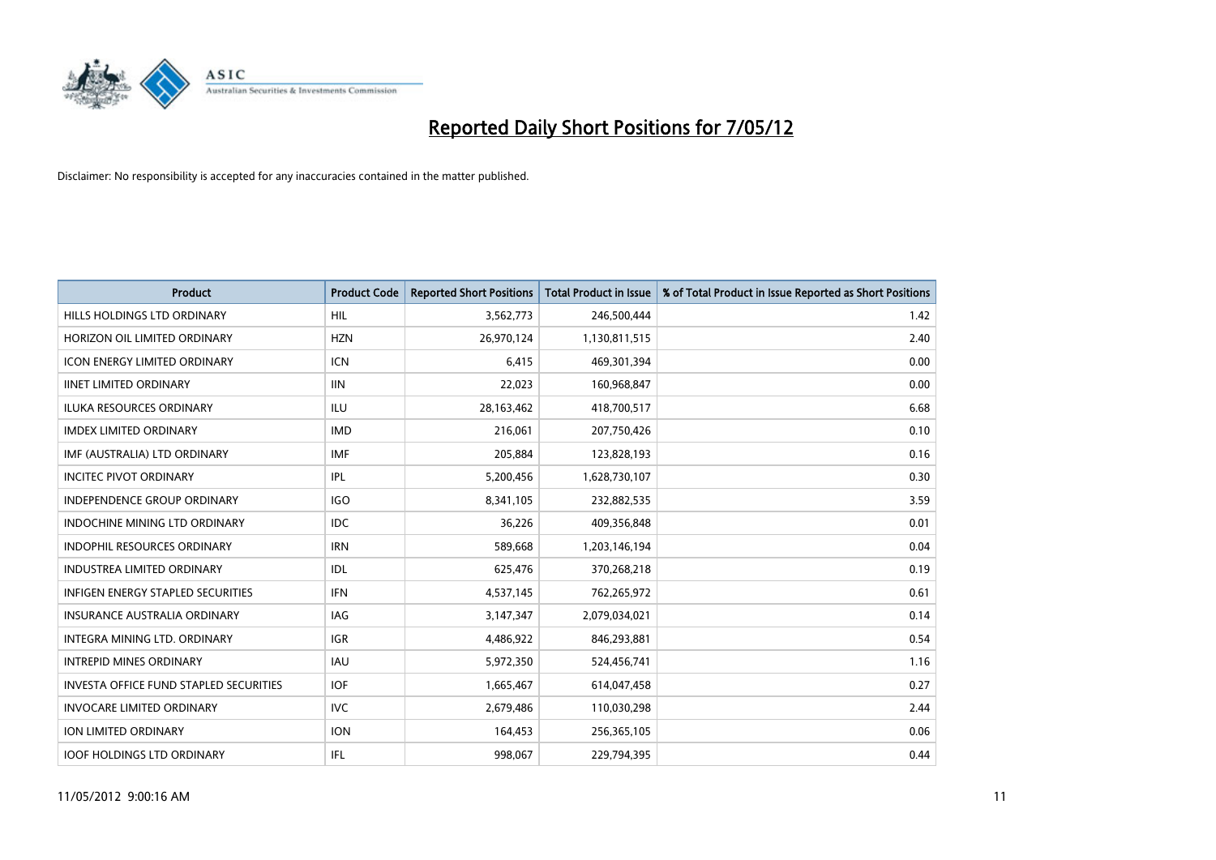# Reported Daily Short Positions for 7/05/12

Disclaimer: No responsibility is accepted for any inaccuracies contained in the matter published.

| Product | Product Code | Reported Short Positions | Total Product in Issue | % of Total Product in Issue Reported as Short Positions |
|---|---|---|---|---|
| HILLS HOLDINGS LTD ORDINARY | HIL | 3,562,773 | 246,500,444 | 1.42 |
| HORIZON OIL LIMITED ORDINARY | HZN | 26,970,124 | 1,130,811,515 | 2.40 |
| ICON ENERGY LIMITED ORDINARY | ICN | 6,415 | 469,301,394 | 0.00 |
| IINET LIMITED ORDINARY | IIN | 22,023 | 160,968,847 | 0.00 |
| ILUKA RESOURCES ORDINARY | ILU | 28,163,462 | 418,700,517 | 6.68 |
| IMDEX LIMITED ORDINARY | IMD | 216,061 | 207,750,426 | 0.10 |
| IMF (AUSTRALIA) LTD ORDINARY | IMF | 205,884 | 123,828,193 | 0.16 |
| INCITEC PIVOT ORDINARY | IPL | 5,200,456 | 1,628,730,107 | 0.30 |
| INDEPENDENCE GROUP ORDINARY | IGO | 8,341,105 | 232,882,535 | 3.59 |
| INDOCHINE MINING LTD ORDINARY | IDC | 36,226 | 409,356,848 | 0.01 |
| INDOPHIL RESOURCES ORDINARY | IRN | 589,668 | 1,203,146,194 | 0.04 |
| INDUSTREA LIMITED ORDINARY | IDL | 625,476 | 370,268,218 | 0.19 |
| INFIGEN ENERGY STAPLED SECURITIES | IFN | 4,537,145 | 762,265,972 | 0.61 |
| INSURANCE AUSTRALIA ORDINARY | IAG | 3,147,347 | 2,079,034,021 | 0.14 |
| INTEGRA MINING LTD. ORDINARY | IGR | 4,486,922 | 846,293,881 | 0.54 |
| INTREPID MINES ORDINARY | IAU | 5,972,350 | 524,456,741 | 1.16 |
| INVESTA OFFICE FUND STAPLED SECURITIES | IOF | 1,665,467 | 614,047,458 | 0.27 |
| INVOCARE LIMITED ORDINARY | IVC | 2,679,486 | 110,030,298 | 2.44 |
| ION LIMITED ORDINARY | ION | 164,453 | 256,365,105 | 0.06 |
| IOOF HOLDINGS LTD ORDINARY | IFL | 998,067 | 229,794,395 | 0.44 |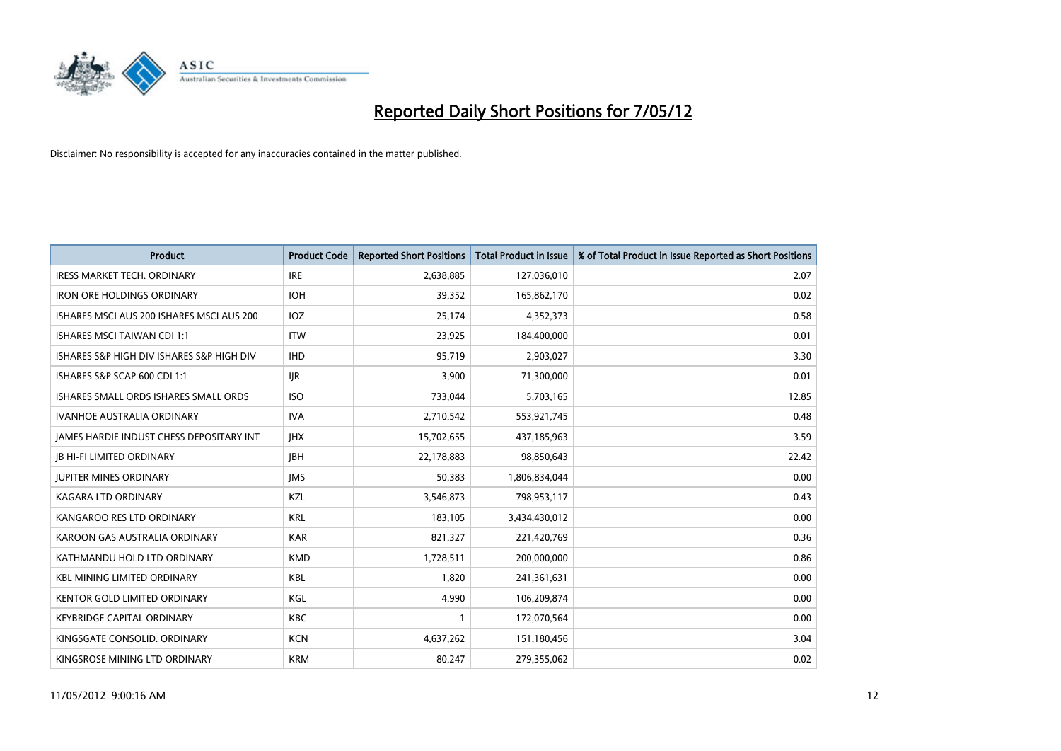# Reported Daily Short Positions for 7/05/12

Disclaimer: No responsibility is accepted for any inaccuracies contained in the matter published.

| Product | Product Code | Reported Short Positions | Total Product in Issue | % of Total Product in Issue Reported as Short Positions |
|---|---|---|---|---|
| IRESS MARKET TECH. ORDINARY | IRE | 2,638,885 | 127,036,010 | 2.07 |
| IRON ORE HOLDINGS ORDINARY | IOH | 39,352 | 165,862,170 | 0.02 |
| ISHARES MSCI AUS 200 ISHARES MSCI AUS 200 | IOZ | 25,174 | 4,352,373 | 0.58 |
| ISHARES MSCI TAIWAN CDI 1:1 | ITW | 23,925 | 184,400,000 | 0.01 |
| ISHARES S&P HIGH DIV ISHARES S&P HIGH DIV | IHD | 95,719 | 2,903,027 | 3.30 |
| ISHARES S&P SCAP 600 CDI 1:1 | IJR | 3,900 | 71,300,000 | 0.01 |
| ISHARES SMALL ORDS ISHARES SMALL ORDS | ISO | 733,044 | 5,703,165 | 12.85 |
| IVANHOE AUSTRALIA ORDINARY | IVA | 2,710,542 | 553,921,745 | 0.48 |
| JAMES HARDIE INDUST CHESS DEPOSITARY INT | JHX | 15,702,655 | 437,185,963 | 3.59 |
| JB HI-FI LIMITED ORDINARY | JBH | 22,178,883 | 98,850,643 | 22.42 |
| JUPITER MINES ORDINARY | JMS | 50,383 | 1,806,834,044 | 0.00 |
| KAGARA LTD ORDINARY | KZL | 3,546,873 | 798,953,117 | 0.43 |
| KANGAROO RES LTD ORDINARY | KRL | 183,105 | 3,434,430,012 | 0.00 |
| KAROON GAS AUSTRALIA ORDINARY | KAR | 821,327 | 221,420,769 | 0.36 |
| KATHMANDU HOLD LTD ORDINARY | KMD | 1,728,511 | 200,000,000 | 0.86 |
| KBL MINING LIMITED ORDINARY | KBL | 1,820 | 241,361,631 | 0.00 |
| KENTOR GOLD LIMITED ORDINARY | KGL | 4,990 | 106,209,874 | 0.00 |
| KEYBRIDGE CAPITAL ORDINARY | KBC | 1 | 172,070,564 | 0.00 |
| KINGSGATE CONSOLID. ORDINARY | KCN | 4,637,262 | 151,180,456 | 3.04 |
| KINGSROSE MINING LTD ORDINARY | KRM | 80,247 | 279,355,062 | 0.02 |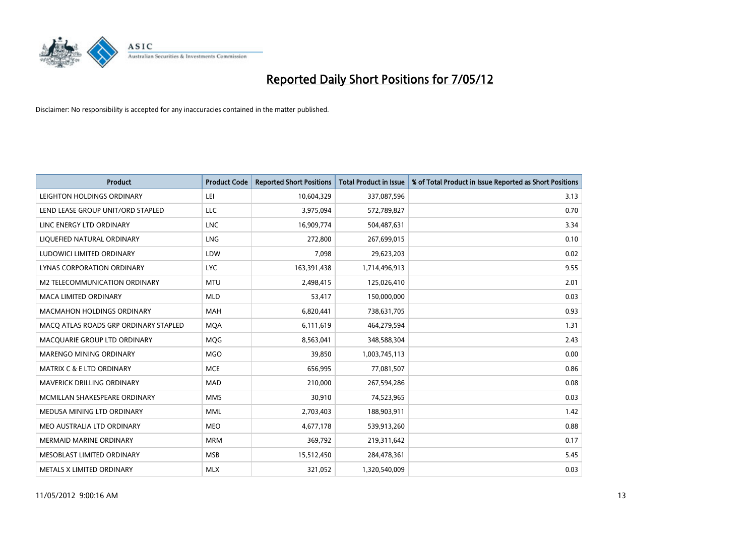# Reported Daily Short Positions for 7/05/12

Disclaimer: No responsibility is accepted for any inaccuracies contained in the matter published.

| Product | Product Code | Reported Short Positions | Total Product in Issue | % of Total Product in Issue Reported as Short Positions |
|---|---|---|---|---|
| LEIGHTON HOLDINGS ORDINARY | LEI | 10,604,329 | 337,087,596 | 3.13 |
| LEND LEASE GROUP UNIT/ORD STAPLED | LLC | 3,975,094 | 572,789,827 | 0.70 |
| LINC ENERGY LTD ORDINARY | LNC | 16,909,774 | 504,487,631 | 3.34 |
| LIQUEFIED NATURAL ORDINARY | LNG | 272,800 | 267,699,015 | 0.10 |
| LUDOWICI LIMITED ORDINARY | LDW | 7,098 | 29,623,203 | 0.02 |
| LYNAS CORPORATION ORDINARY | LYC | 163,391,438 | 1,714,496,913 | 9.55 |
| M2 TELECOMMUNICATION ORDINARY | MTU | 2,498,415 | 125,026,410 | 2.01 |
| MACA LIMITED ORDINARY | MLD | 53,417 | 150,000,000 | 0.03 |
| MACMAHON HOLDINGS ORDINARY | MAH | 6,820,441 | 738,631,705 | 0.93 |
| MACQ ATLAS ROADS GRP ORDINARY STAPLED | MQA | 6,111,619 | 464,279,594 | 1.31 |
| MACQUARIE GROUP LTD ORDINARY | MQG | 8,563,041 | 348,588,304 | 2.43 |
| MARENGO MINING ORDINARY | MGO | 39,850 | 1,003,745,113 | 0.00 |
| MATRIX C & E LTD ORDINARY | MCE | 656,995 | 77,081,507 | 0.86 |
| MAVERICK DRILLING ORDINARY | MAD | 210,000 | 267,594,286 | 0.08 |
| MCMILLAN SHAKESPEARE ORDINARY | MMS | 30,910 | 74,523,965 | 0.03 |
| MEDUSA MINING LTD ORDINARY | MML | 2,703,403 | 188,903,911 | 1.42 |
| MEO AUSTRALIA LTD ORDINARY | MEO | 4,677,178 | 539,913,260 | 0.88 |
| MERMAID MARINE ORDINARY | MRM | 369,792 | 219,311,642 | 0.17 |
| MESOBLAST LIMITED ORDINARY | MSB | 15,512,450 | 284,478,361 | 5.45 |
| METALS X LIMITED ORDINARY | MLX | 321,052 | 1,320,540,009 | 0.03 |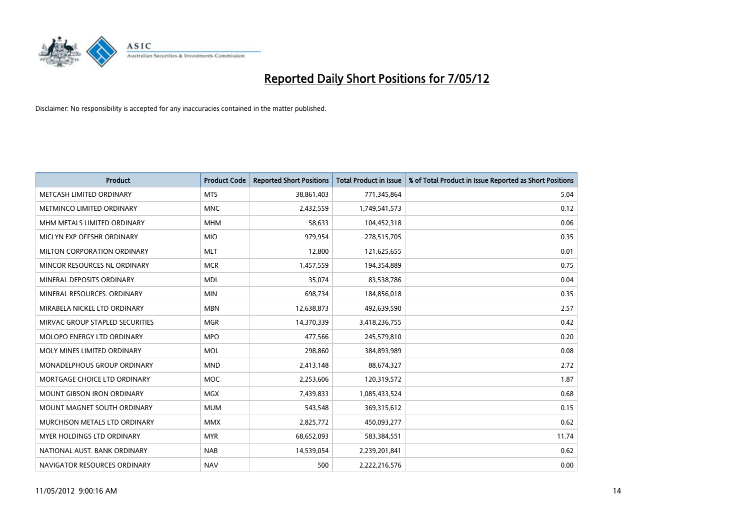# Reported Daily Short Positions for 7/05/12

Disclaimer: No responsibility is accepted for any inaccuracies contained in the matter published.

| Product | Product Code | Reported Short Positions | Total Product in Issue | % of Total Product in Issue Reported as Short Positions |
|---|---|---|---|---|
| METCASH LIMITED ORDINARY | MTS | 38,861,403 | 771,345,864 | 5.04 |
| METMINCO LIMITED ORDINARY | MNC | 2,432,559 | 1,749,541,573 | 0.12 |
| MHM METALS LIMITED ORDINARY | MHM | 58,633 | 104,452,318 | 0.06 |
| MICLYN EXP OFFSHR ORDINARY | MIO | 979,954 | 278,515,705 | 0.35 |
| MILTON CORPORATION ORDINARY | MLT | 12,800 | 121,625,655 | 0.01 |
| MINCOR RESOURCES NL ORDINARY | MCR | 1,457,559 | 194,354,889 | 0.75 |
| MINERAL DEPOSITS ORDINARY | MDL | 35,074 | 83,538,786 | 0.04 |
| MINERAL RESOURCES. ORDINARY | MIN | 698,734 | 184,856,018 | 0.35 |
| MIRABELA NICKEL LTD ORDINARY | MBN | 12,638,873 | 492,639,590 | 2.57 |
| MIRVAC GROUP STAPLED SECURITIES | MGR | 14,370,339 | 3,418,236,755 | 0.42 |
| MOLOPO ENERGY LTD ORDINARY | MPO | 477,566 | 245,579,810 | 0.20 |
| MOLY MINES LIMITED ORDINARY | MOL | 298,860 | 384,893,989 | 0.08 |
| MONADELPHOUS GROUP ORDINARY | MND | 2,413,148 | 88,674,327 | 2.72 |
| MORTGAGE CHOICE LTD ORDINARY | MOC | 2,253,606 | 120,319,572 | 1.87 |
| MOUNT GIBSON IRON ORDINARY | MGX | 7,439,833 | 1,085,433,524 | 0.68 |
| MOUNT MAGNET SOUTH ORDINARY | MUM | 543,548 | 369,315,612 | 0.15 |
| MURCHISON METALS LTD ORDINARY | MMX | 2,825,772 | 450,093,277 | 0.62 |
| MYER HOLDINGS LTD ORDINARY | MYR | 68,652,093 | 583,384,551 | 11.74 |
| NATIONAL AUST. BANK ORDINARY | NAB | 14,539,054 | 2,239,201,841 | 0.62 |
| NAVIGATOR RESOURCES ORDINARY | NAV | 500 | 2,222,216,576 | 0.00 |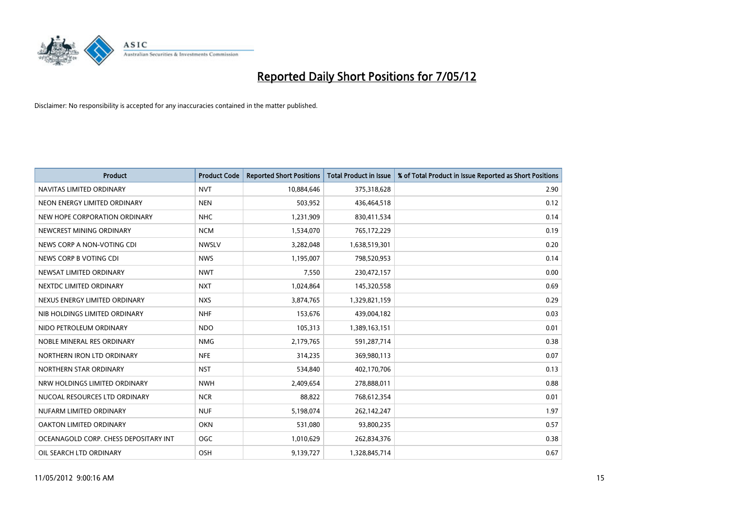# Reported Daily Short Positions for 7/05/12

Disclaimer: No responsibility is accepted for any inaccuracies contained in the matter published.

| Product | Product Code | Reported Short Positions | Total Product in Issue | % of Total Product in Issue Reported as Short Positions |
|---|---|---|---|---|
| NAVITAS LIMITED ORDINARY | NVT | 10,884,646 | 375,318,628 | 2.90 |
| NEON ENERGY LIMITED ORDINARY | NEN | 503,952 | 436,464,518 | 0.12 |
| NEW HOPE CORPORATION ORDINARY | NHC | 1,231,909 | 830,411,534 | 0.14 |
| NEWCREST MINING ORDINARY | NCM | 1,534,070 | 765,172,229 | 0.19 |
| NEWS CORP A NON-VOTING CDI | NWSLV | 3,282,048 | 1,638,519,301 | 0.20 |
| NEWS CORP B VOTING CDI | NWS | 1,195,007 | 798,520,953 | 0.14 |
| NEWSAT LIMITED ORDINARY | NWT | 7,550 | 230,472,157 | 0.00 |
| NEXTDC LIMITED ORDINARY | NXT | 1,024,864 | 145,320,558 | 0.69 |
| NEXUS ENERGY LIMITED ORDINARY | NXS | 3,874,765 | 1,329,821,159 | 0.29 |
| NIB HOLDINGS LIMITED ORDINARY | NHF | 153,676 | 439,004,182 | 0.03 |
| NIDO PETROLEUM ORDINARY | NDO | 105,313 | 1,389,163,151 | 0.01 |
| NOBLE MINERAL RES ORDINARY | NMG | 2,179,765 | 591,287,714 | 0.38 |
| NORTHERN IRON LTD ORDINARY | NFE | 314,235 | 369,980,113 | 0.07 |
| NORTHERN STAR ORDINARY | NST | 534,840 | 402,170,706 | 0.13 |
| NRW HOLDINGS LIMITED ORDINARY | NWH | 2,409,654 | 278,888,011 | 0.88 |
| NUCOAL RESOURCES LTD ORDINARY | NCR | 88,822 | 768,612,354 | 0.01 |
| NUFARM LIMITED ORDINARY | NUF | 5,198,074 | 262,142,247 | 1.97 |
| OAKTON LIMITED ORDINARY | OKN | 531,080 | 93,800,235 | 0.57 |
| OCEANAGOLD CORP. CHESS DEPOSITARY INT | OGC | 1,010,629 | 262,834,376 | 0.38 |
| OIL SEARCH LTD ORDINARY | OSH | 9,139,727 | 1,328,845,714 | 0.67 |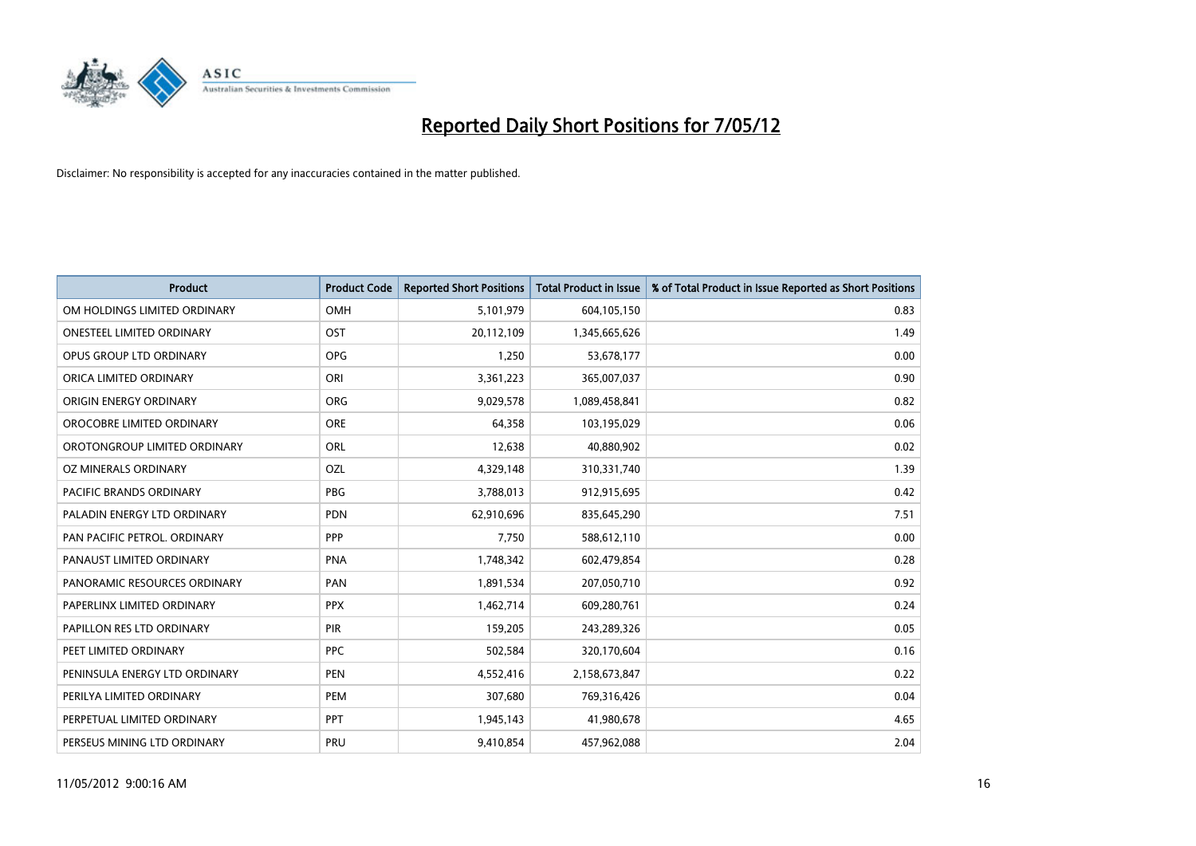# Reported Daily Short Positions for 7/05/12

Disclaimer: No responsibility is accepted for any inaccuracies contained in the matter published.

| Product | Product Code | Reported Short Positions | Total Product in Issue | % of Total Product in Issue Reported as Short Positions |
|---|---|---|---|---|
| OM HOLDINGS LIMITED ORDINARY | OMH | 5,101,979 | 604,105,150 | 0.83 |
| ONESTEEL LIMITED ORDINARY | OST | 20,112,109 | 1,345,665,626 | 1.49 |
| OPUS GROUP LTD ORDINARY | OPG | 1,250 | 53,678,177 | 0.00 |
| ORICA LIMITED ORDINARY | ORI | 3,361,223 | 365,007,037 | 0.90 |
| ORIGIN ENERGY ORDINARY | ORG | 9,029,578 | 1,089,458,841 | 0.82 |
| OROCOBRE LIMITED ORDINARY | ORE | 64,358 | 103,195,029 | 0.06 |
| OROTONGROUP LIMITED ORDINARY | ORL | 12,638 | 40,880,902 | 0.02 |
| OZ MINERALS ORDINARY | OZL | 4,329,148 | 310,331,740 | 1.39 |
| PACIFIC BRANDS ORDINARY | PBG | 3,788,013 | 912,915,695 | 0.42 |
| PALADIN ENERGY LTD ORDINARY | PDN | 62,910,696 | 835,645,290 | 7.51 |
| PAN PACIFIC PETROL. ORDINARY | PPP | 7,750 | 588,612,110 | 0.00 |
| PANAUST LIMITED ORDINARY | PNA | 1,748,342 | 602,479,854 | 0.28 |
| PANORAMIC RESOURCES ORDINARY | PAN | 1,891,534 | 207,050,710 | 0.92 |
| PAPERLINX LIMITED ORDINARY | PPX | 1,462,714 | 609,280,761 | 0.24 |
| PAPILLON RES LTD ORDINARY | PIR | 159,205 | 243,289,326 | 0.05 |
| PEET LIMITED ORDINARY | PPC | 502,584 | 320,170,604 | 0.16 |
| PENINSULA ENERGY LTD ORDINARY | PEN | 4,552,416 | 2,158,673,847 | 0.22 |
| PERILYA LIMITED ORDINARY | PEM | 307,680 | 769,316,426 | 0.04 |
| PERPETUAL LIMITED ORDINARY | PPT | 1,945,143 | 41,980,678 | 4.65 |
| PERSEUS MINING LTD ORDINARY | PRU | 9,410,854 | 457,962,088 | 2.04 |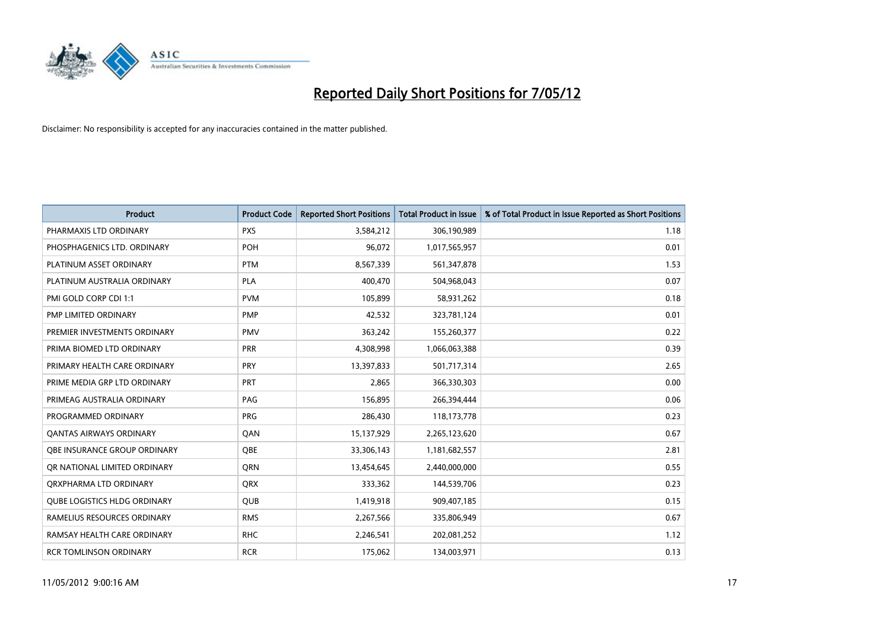# Reported Daily Short Positions for 7/05/12

Disclaimer: No responsibility is accepted for any inaccuracies contained in the matter published.

| Product | Product Code | Reported Short Positions | Total Product in Issue | % of Total Product in Issue Reported as Short Positions |
|---|---|---|---|---|
| PHARMAXIS LTD ORDINARY | PXS | 3,584,212 | 306,190,989 | 1.18 |
| PHOSPHAGENICS LTD. ORDINARY | POH | 96,072 | 1,017,565,957 | 0.01 |
| PLATINUM ASSET ORDINARY | PTM | 8,567,339 | 561,347,878 | 1.53 |
| PLATINUM AUSTRALIA ORDINARY | PLA | 400,470 | 504,968,043 | 0.07 |
| PMI GOLD CORP CDI 1:1 | PVM | 105,899 | 58,931,262 | 0.18 |
| PMP LIMITED ORDINARY | PMP | 42,532 | 323,781,124 | 0.01 |
| PREMIER INVESTMENTS ORDINARY | PMV | 363,242 | 155,260,377 | 0.22 |
| PRIMA BIOMED LTD ORDINARY | PRR | 4,308,998 | 1,066,063,388 | 0.39 |
| PRIMARY HEALTH CARE ORDINARY | PRY | 13,397,833 | 501,717,314 | 2.65 |
| PRIME MEDIA GRP LTD ORDINARY | PRT | 2,865 | 366,330,303 | 0.00 |
| PRIMEAG AUSTRALIA ORDINARY | PAG | 156,895 | 266,394,444 | 0.06 |
| PROGRAMMED ORDINARY | PRG | 286,430 | 118,173,778 | 0.23 |
| QANTAS AIRWAYS ORDINARY | QAN | 15,137,929 | 2,265,123,620 | 0.67 |
| QBE INSURANCE GROUP ORDINARY | QBE | 33,306,143 | 1,181,682,557 | 2.81 |
| QR NATIONAL LIMITED ORDINARY | QRN | 13,454,645 | 2,440,000,000 | 0.55 |
| QRXPHARMA LTD ORDINARY | QRX | 333,362 | 144,539,706 | 0.23 |
| QUBE LOGISTICS HLDG ORDINARY | QUB | 1,419,918 | 909,407,185 | 0.15 |
| RAMELIUS RESOURCES ORDINARY | RMS | 2,267,566 | 335,806,949 | 0.67 |
| RAMSAY HEALTH CARE ORDINARY | RHC | 2,246,541 | 202,081,252 | 1.12 |
| RCR TOMLINSON ORDINARY | RCR | 175,062 | 134,003,971 | 0.13 |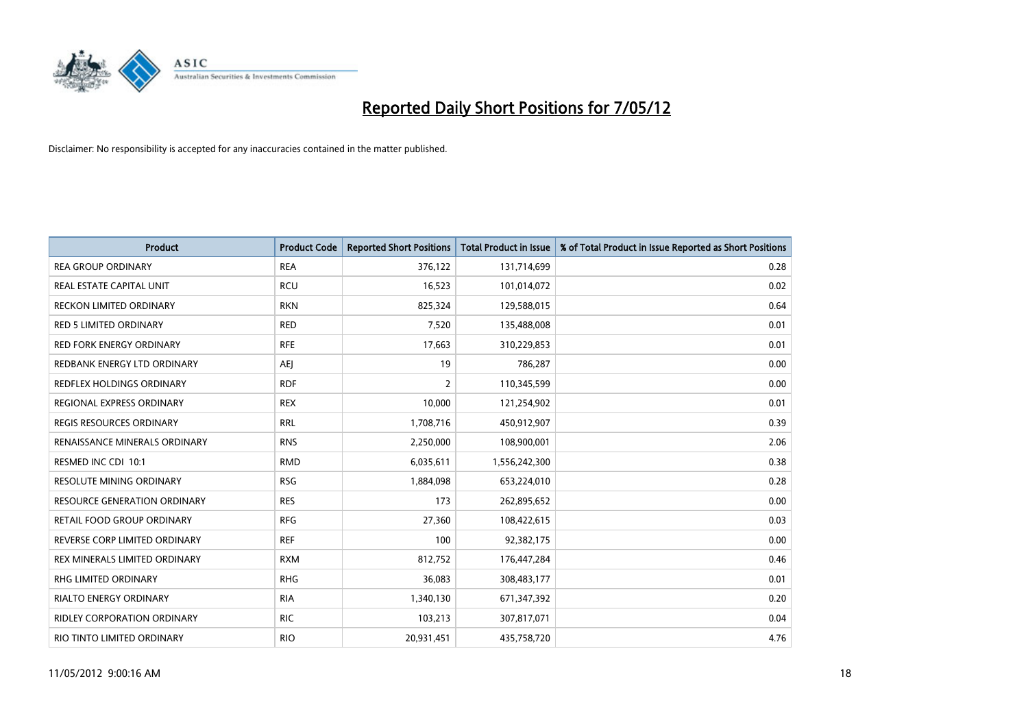# Reported Daily Short Positions for 7/05/12

Disclaimer: No responsibility is accepted for any inaccuracies contained in the matter published.

| Product | Product Code | Reported Short Positions | Total Product in Issue | % of Total Product in Issue Reported as Short Positions |
|---|---|---|---|---|
| REA GROUP ORDINARY | REA | 376,122 | 131,714,699 | 0.28 |
| REAL ESTATE CAPITAL UNIT | RCU | 16,523 | 101,014,072 | 0.02 |
| RECKON LIMITED ORDINARY | RKN | 825,324 | 129,588,015 | 0.64 |
| RED 5 LIMITED ORDINARY | RED | 7,520 | 135,488,008 | 0.01 |
| RED FORK ENERGY ORDINARY | RFE | 17,663 | 310,229,853 | 0.01 |
| REDBANK ENERGY LTD ORDINARY | AEJ | 19 | 786,287 | 0.00 |
| REDFLEX HOLDINGS ORDINARY | RDF | 2 | 110,345,599 | 0.00 |
| REGIONAL EXPRESS ORDINARY | REX | 10,000 | 121,254,902 | 0.01 |
| REGIS RESOURCES ORDINARY | RRL | 1,708,716 | 450,912,907 | 0.39 |
| RENAISSANCE MINERALS ORDINARY | RNS | 2,250,000 | 108,900,001 | 2.06 |
| RESMED INC CDI 10:1 | RMD | 6,035,611 | 1,556,242,300 | 0.38 |
| RESOLUTE MINING ORDINARY | RSG | 1,884,098 | 653,224,010 | 0.28 |
| RESOURCE GENERATION ORDINARY | RES | 173 | 262,895,652 | 0.00 |
| RETAIL FOOD GROUP ORDINARY | RFG | 27,360 | 108,422,615 | 0.03 |
| REVERSE CORP LIMITED ORDINARY | REF | 100 | 92,382,175 | 0.00 |
| REX MINERALS LIMITED ORDINARY | RXM | 812,752 | 176,447,284 | 0.46 |
| RHG LIMITED ORDINARY | RHG | 36,083 | 308,483,177 | 0.01 |
| RIALTO ENERGY ORDINARY | RIA | 1,340,130 | 671,347,392 | 0.20 |
| RIDLEY CORPORATION ORDINARY | RIC | 103,213 | 307,817,071 | 0.04 |
| RIO TINTO LIMITED ORDINARY | RIO | 20,931,451 | 435,758,720 | 4.76 |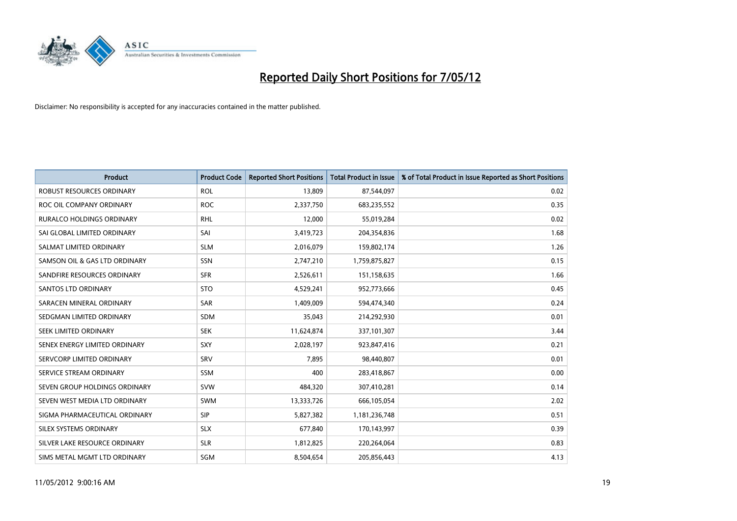# Reported Daily Short Positions for 7/05/12

Disclaimer: No responsibility is accepted for any inaccuracies contained in the matter published.

| Product | Product Code | Reported Short Positions | Total Product in Issue | % of Total Product in Issue Reported as Short Positions |
|---|---|---|---|---|
| ROBUST RESOURCES ORDINARY | ROL | 13,809 | 87,544,097 | 0.02 |
| ROC OIL COMPANY ORDINARY | ROC | 2,337,750 | 683,235,552 | 0.35 |
| RURALCO HOLDINGS ORDINARY | RHL | 12,000 | 55,019,284 | 0.02 |
| SAI GLOBAL LIMITED ORDINARY | SAI | 3,419,723 | 204,354,836 | 1.68 |
| SALMAT LIMITED ORDINARY | SLM | 2,016,079 | 159,802,174 | 1.26 |
| SAMSON OIL & GAS LTD ORDINARY | SSN | 2,747,210 | 1,759,875,827 | 0.15 |
| SANDFIRE RESOURCES ORDINARY | SFR | 2,526,611 | 151,158,635 | 1.66 |
| SANTOS LTD ORDINARY | STO | 4,529,241 | 952,773,666 | 0.45 |
| SARACEN MINERAL ORDINARY | SAR | 1,409,009 | 594,474,340 | 0.24 |
| SEDGMAN LIMITED ORDINARY | SDM | 35,043 | 214,292,930 | 0.01 |
| SEEK LIMITED ORDINARY | SEK | 11,624,874 | 337,101,307 | 3.44 |
| SENEX ENERGY LIMITED ORDINARY | SXY | 2,028,197 | 923,847,416 | 0.21 |
| SERVCORP LIMITED ORDINARY | SRV | 7,895 | 98,440,807 | 0.01 |
| SERVICE STREAM ORDINARY | SSM | 400 | 283,418,867 | 0.00 |
| SEVEN GROUP HOLDINGS ORDINARY | SVW | 484,320 | 307,410,281 | 0.14 |
| SEVEN WEST MEDIA LTD ORDINARY | SWM | 13,333,726 | 666,105,054 | 2.02 |
| SIGMA PHARMACEUTICAL ORDINARY | SIP | 5,827,382 | 1,181,236,748 | 0.51 |
| SILEX SYSTEMS ORDINARY | SLX | 677,840 | 170,143,997 | 0.39 |
| SILVER LAKE RESOURCE ORDINARY | SLR | 1,812,825 | 220,264,064 | 0.83 |
| SIMS METAL MGMT LTD ORDINARY | SGM | 8,504,654 | 205,856,443 | 4.13 |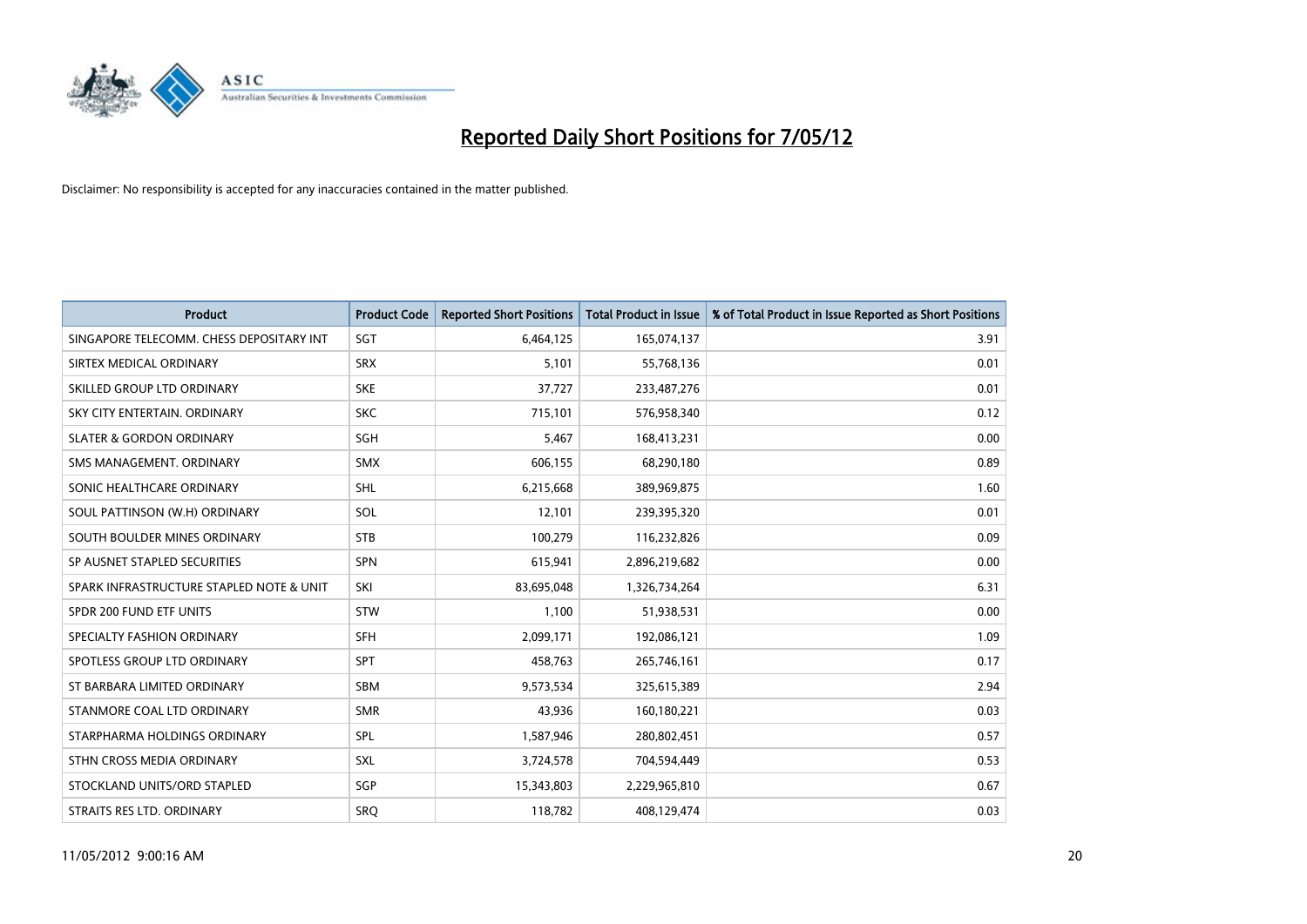# Reported Daily Short Positions for 7/05/12

Disclaimer: No responsibility is accepted for any inaccuracies contained in the matter published.

| Product | Product Code | Reported Short Positions | Total Product in Issue | % of Total Product in Issue Reported as Short Positions |
|---|---|---|---|---|
| SINGAPORE TELECOMM. CHESS DEPOSITARY INT | SGT | 6,464,125 | 165,074,137 | 3.91 |
| SIRTEX MEDICAL ORDINARY | SRX | 5,101 | 55,768,136 | 0.01 |
| SKILLED GROUP LTD ORDINARY | SKE | 37,727 | 233,487,276 | 0.01 |
| SKY CITY ENTERTAIN. ORDINARY | SKC | 715,101 | 576,958,340 | 0.12 |
| SLATER & GORDON ORDINARY | SGH | 5,467 | 168,413,231 | 0.00 |
| SMS MANAGEMENT. ORDINARY | SMX | 606,155 | 68,290,180 | 0.89 |
| SONIC HEALTHCARE ORDINARY | SHL | 6,215,668 | 389,969,875 | 1.60 |
| SOUL PATTINSON (W.H) ORDINARY | SOL | 12,101 | 239,395,320 | 0.01 |
| SOUTH BOULDER MINES ORDINARY | STB | 100,279 | 116,232,826 | 0.09 |
| SP AUSNET STAPLED SECURITIES | SPN | 615,941 | 2,896,219,682 | 0.00 |
| SPARK INFRASTRUCTURE STAPLED NOTE & UNIT | SKI | 83,695,048 | 1,326,734,264 | 6.31 |
| SPDR 200 FUND ETF UNITS | STW | 1,100 | 51,938,531 | 0.00 |
| SPECIALTY FASHION ORDINARY | SFH | 2,099,171 | 192,086,121 | 1.09 |
| SPOTLESS GROUP LTD ORDINARY | SPT | 458,763 | 265,746,161 | 0.17 |
| ST BARBARA LIMITED ORDINARY | SBM | 9,573,534 | 325,615,389 | 2.94 |
| STANMORE COAL LTD ORDINARY | SMR | 43,936 | 160,180,221 | 0.03 |
| STARPHARMA HOLDINGS ORDINARY | SPL | 1,587,946 | 280,802,451 | 0.57 |
| STHN CROSS MEDIA ORDINARY | SXL | 3,724,578 | 704,594,449 | 0.53 |
| STOCKLAND UNITS/ORD STAPLED | SGP | 15,343,803 | 2,229,965,810 | 0.67 |
| STRAITS RES LTD. ORDINARY | SRQ | 118,782 | 408,129,474 | 0.03 |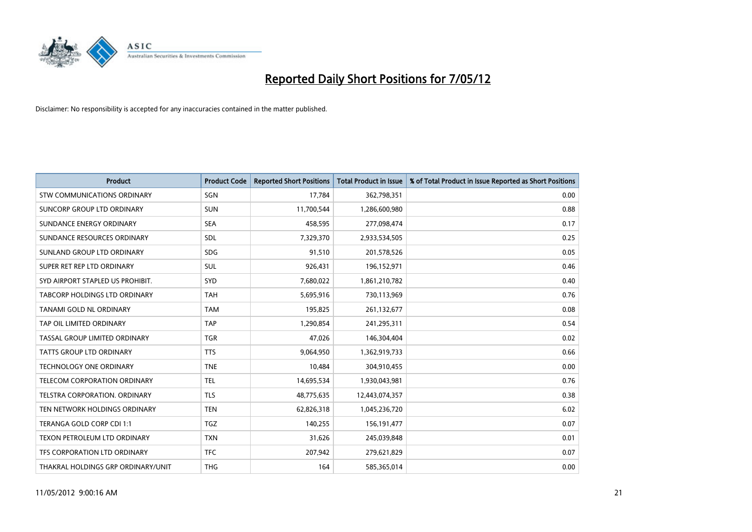# Reported Daily Short Positions for 7/05/12

Disclaimer: No responsibility is accepted for any inaccuracies contained in the matter published.

| Product | Product Code | Reported Short Positions | Total Product in Issue | % of Total Product in Issue Reported as Short Positions |
|---|---|---|---|---|
| STW COMMUNICATIONS ORDINARY | SGN | 17,784 | 362,798,351 | 0.00 |
| SUNCORP GROUP LTD ORDINARY | SUN | 11,700,544 | 1,286,600,980 | 0.88 |
| SUNDANCE ENERGY ORDINARY | SEA | 458,595 | 277,098,474 | 0.17 |
| SUNDANCE RESOURCES ORDINARY | SDL | 7,329,370 | 2,933,534,505 | 0.25 |
| SUNLAND GROUP LTD ORDINARY | SDG | 91,510 | 201,578,526 | 0.05 |
| SUPER RET REP LTD ORDINARY | SUL | 926,431 | 196,152,971 | 0.46 |
| SYD AIRPORT STAPLED US PROHIBIT. | SYD | 7,680,022 | 1,861,210,782 | 0.40 |
| TABCORP HOLDINGS LTD ORDINARY | TAH | 5,695,916 | 730,113,969 | 0.76 |
| TANAMI GOLD NL ORDINARY | TAM | 195,825 | 261,132,677 | 0.08 |
| TAP OIL LIMITED ORDINARY | TAP | 1,290,854 | 241,295,311 | 0.54 |
| TASSAL GROUP LIMITED ORDINARY | TGR | 47,026 | 146,304,404 | 0.02 |
| TATTS GROUP LTD ORDINARY | TTS | 9,064,950 | 1,362,919,733 | 0.66 |
| TECHNOLOGY ONE ORDINARY | TNE | 10,484 | 304,910,455 | 0.00 |
| TELECOM CORPORATION ORDINARY | TEL | 14,695,534 | 1,930,043,981 | 0.76 |
| TELSTRA CORPORATION. ORDINARY | TLS | 48,775,635 | 12,443,074,357 | 0.38 |
| TEN NETWORK HOLDINGS ORDINARY | TEN | 62,826,318 | 1,045,236,720 | 6.02 |
| TERANGA GOLD CORP CDI 1:1 | TGZ | 140,255 | 156,191,477 | 0.07 |
| TEXON PETROLEUM LTD ORDINARY | TXN | 31,626 | 245,039,848 | 0.01 |
| TFS CORPORATION LTD ORDINARY | TFC | 207,942 | 279,621,829 | 0.07 |
| THAKRAL HOLDINGS GRP ORDINARY/UNIT | THG | 164 | 585,365,014 | 0.00 |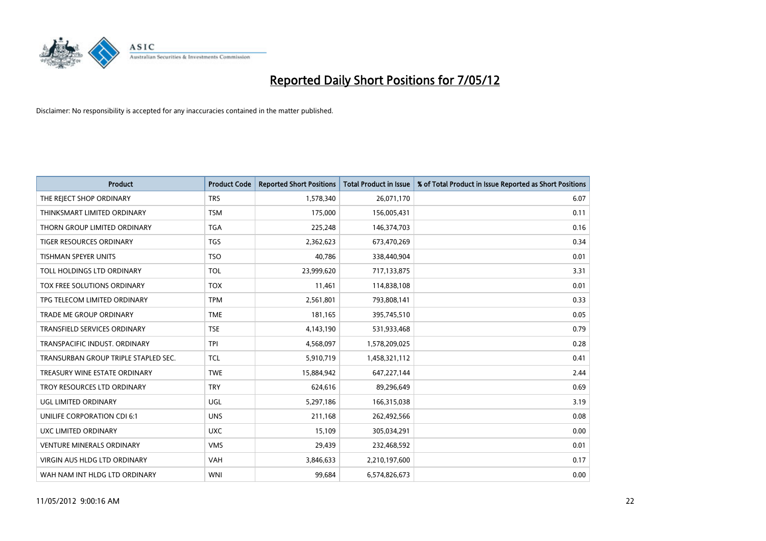# Reported Daily Short Positions for 7/05/12

Disclaimer: No responsibility is accepted for any inaccuracies contained in the matter published.

| Product | Product Code | Reported Short Positions | Total Product in Issue | % of Total Product in Issue Reported as Short Positions |
|---|---|---|---|---|
| THE REJECT SHOP ORDINARY | TRS | 1,578,340 | 26,071,170 | 6.07 |
| THINKSMART LIMITED ORDINARY | TSM | 175,000 | 156,005,431 | 0.11 |
| THORN GROUP LIMITED ORDINARY | TGA | 225,248 | 146,374,703 | 0.16 |
| TIGER RESOURCES ORDINARY | TGS | 2,362,623 | 673,470,269 | 0.34 |
| TISHMAN SPEYER UNITS | TSO | 40,786 | 338,440,904 | 0.01 |
| TOLL HOLDINGS LTD ORDINARY | TOL | 23,999,620 | 717,133,875 | 3.31 |
| TOX FREE SOLUTIONS ORDINARY | TOX | 11,461 | 114,838,108 | 0.01 |
| TPG TELECOM LIMITED ORDINARY | TPM | 2,561,801 | 793,808,141 | 0.33 |
| TRADE ME GROUP ORDINARY | TME | 181,165 | 395,745,510 | 0.05 |
| TRANSFIELD SERVICES ORDINARY | TSE | 4,143,190 | 531,933,468 | 0.79 |
| TRANSPACIFIC INDUST. ORDINARY | TPI | 4,568,097 | 1,578,209,025 | 0.28 |
| TRANSURBAN GROUP TRIPLE STAPLED SEC. | TCL | 5,910,719 | 1,458,321,112 | 0.41 |
| TREASURY WINE ESTATE ORDINARY | TWE | 15,884,942 | 647,227,144 | 2.44 |
| TROY RESOURCES LTD ORDINARY | TRY | 624,616 | 89,296,649 | 0.69 |
| UGL LIMITED ORDINARY | UGL | 5,297,186 | 166,315,038 | 3.19 |
| UNILIFE CORPORATION CDI 6:1 | UNS | 211,168 | 262,492,566 | 0.08 |
| UXC LIMITED ORDINARY | UXC | 15,109 | 305,034,291 | 0.00 |
| VENTURE MINERALS ORDINARY | VMS | 29,439 | 232,468,592 | 0.01 |
| VIRGIN AUS HLDG LTD ORDINARY | VAH | 3,846,633 | 2,210,197,600 | 0.17 |
| WAH NAM INT HLDG LTD ORDINARY | WNI | 99,684 | 6,574,826,673 | 0.00 |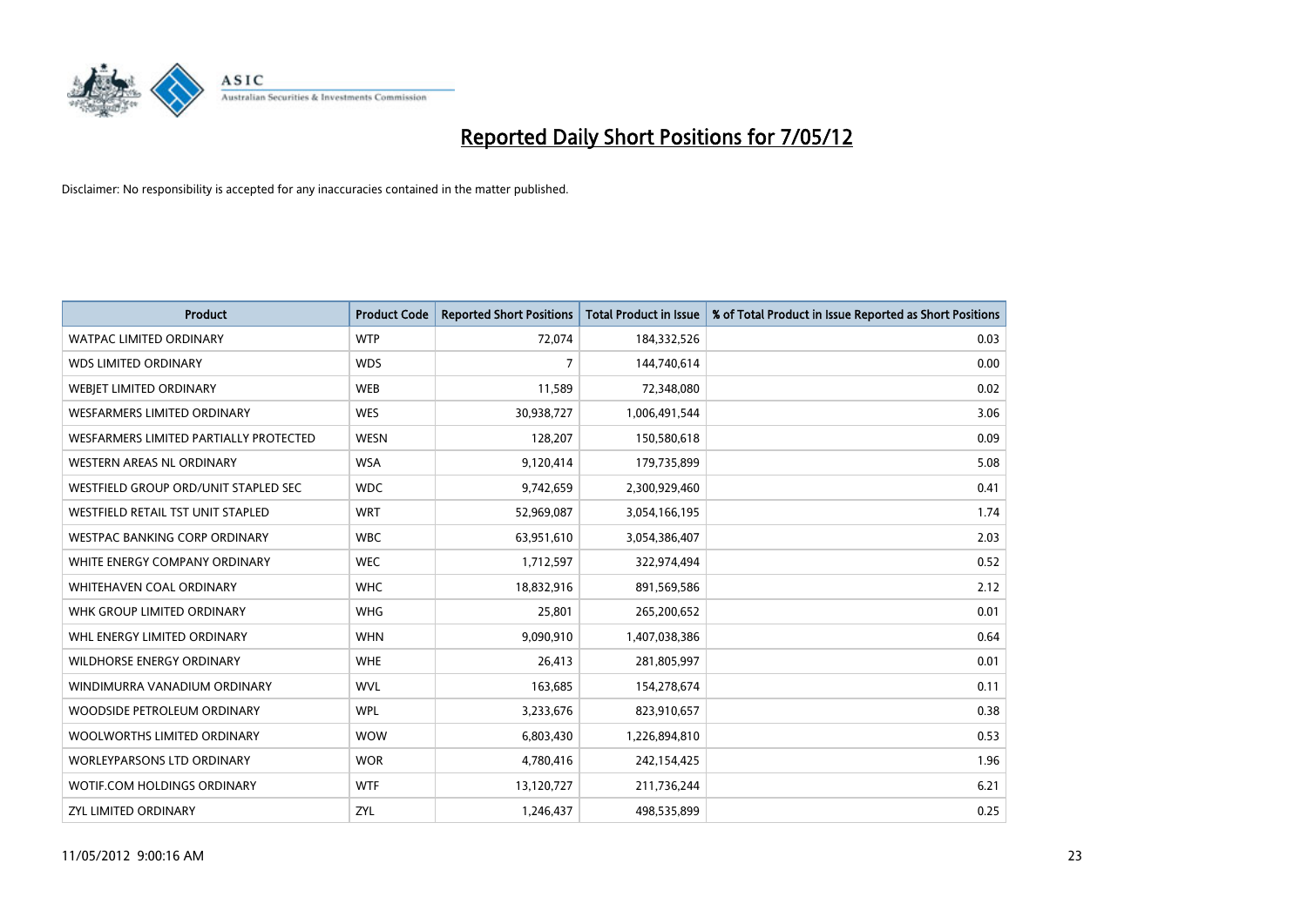# Reported Daily Short Positions for 7/05/12

Disclaimer: No responsibility is accepted for any inaccuracies contained in the matter published.

| Product | Product Code | Reported Short Positions | Total Product in Issue | % of Total Product in Issue Reported as Short Positions |
|---|---|---|---|---|
| WATPAC LIMITED ORDINARY | WTP | 72,074 | 184,332,526 | 0.03 |
| WDS LIMITED ORDINARY | WDS | 7 | 144,740,614 | 0.00 |
| WEBJET LIMITED ORDINARY | WEB | 11,589 | 72,348,080 | 0.02 |
| WESFARMERS LIMITED ORDINARY | WES | 30,938,727 | 1,006,491,544 | 3.06 |
| WESFARMERS LIMITED PARTIALLY PROTECTED | WESN | 128,207 | 150,580,618 | 0.09 |
| WESTERN AREAS NL ORDINARY | WSA | 9,120,414 | 179,735,899 | 5.08 |
| WESTFIELD GROUP ORD/UNIT STAPLED SEC | WDC | 9,742,659 | 2,300,929,460 | 0.41 |
| WESTFIELD RETAIL TST UNIT STAPLED | WRT | 52,969,087 | 3,054,166,195 | 1.74 |
| WESTPAC BANKING CORP ORDINARY | WBC | 63,951,610 | 3,054,386,407 | 2.03 |
| WHITE ENERGY COMPANY ORDINARY | WEC | 1,712,597 | 322,974,494 | 0.52 |
| WHITEHAVEN COAL ORDINARY | WHC | 18,832,916 | 891,569,586 | 2.12 |
| WHK GROUP LIMITED ORDINARY | WHG | 25,801 | 265,200,652 | 0.01 |
| WHL ENERGY LIMITED ORDINARY | WHN | 9,090,910 | 1,407,038,386 | 0.64 |
| WILDHORSE ENERGY ORDINARY | WHE | 26,413 | 281,805,997 | 0.01 |
| WINDIMURRA VANADIUM ORDINARY | WVL | 163,685 | 154,278,674 | 0.11 |
| WOODSIDE PETROLEUM ORDINARY | WPL | 3,233,676 | 823,910,657 | 0.38 |
| WOOLWORTHS LIMITED ORDINARY | WOW | 6,803,430 | 1,226,894,810 | 0.53 |
| WORLEYPARSONS LTD ORDINARY | WOR | 4,780,416 | 242,154,425 | 1.96 |
| WOTIF.COM HOLDINGS ORDINARY | WTF | 13,120,727 | 211,736,244 | 6.21 |
| ZYL LIMITED ORDINARY | ZYL | 1,246,437 | 498,535,899 | 0.25 |

11/05/2012 9:00:16 AM